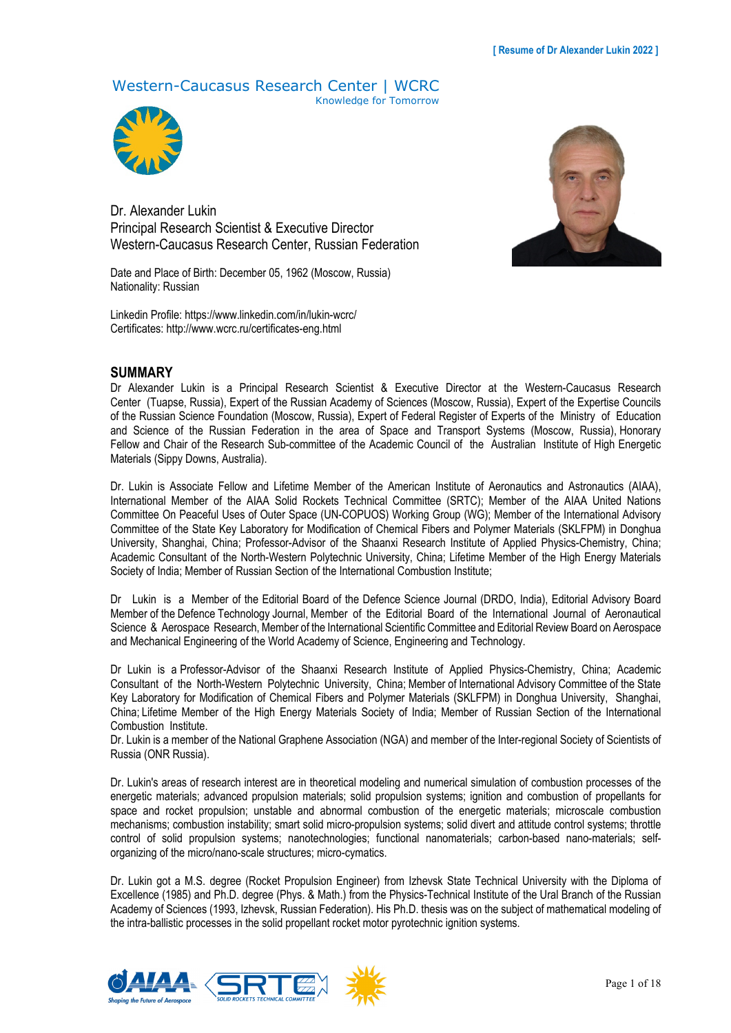Western-Caucasus Research Center | WCRC
Knowledge for Tomorrow

Dr. Alexander Lukin
Principal Research Scientist & Executive Director
Western-Caucasus Research Center, Russian Federation

Date and Place of Birth: December 05, 1962 (Moscow, Russia)
Nationality: Russian

Linkedin Profile: https://www.linkedin.com/in/lukin-wcrc/
Certificates: http://www.wcrc.ru/certificates-eng.html

## SUMMARY

Dr Alexander Lukin is a Principal Research Scientist & Executive Director at the Western-Caucasus Research Center (Tuapse, Russia), Expert of the Russian Academy of Sciences (Moscow, Russia), Expert of the Expertise Councils of the Russian Science Foundation (Moscow, Russia), Expert of Federal Register of Experts of the Ministry of Education and Science of the Russian Federation in the area of Space and Transport Systems (Moscow, Russia), Honorary Fellow and Chair of the Research Sub-committee of the Academic Council of the Australian Institute of High Energetic Materials (Sippy Downs, Australia).

Dr. Lukin is Associate Fellow and Lifetime Member of the American Institute of Aeronautics and Astronautics (AIAA), International Member of the AIAA Solid Rockets Technical Committee (SRTC); Member of the AIAA United Nations Committee On Peaceful Uses of Outer Space (UN-COPUOS) Working Group (WG); Member of the International Advisory Committee of the State Key Laboratory for Modification of Chemical Fibers and Polymer Materials (SKLFPM) in Donghua University, Shanghai, China; Professor-Advisor of the Shaanxi Research Institute of Applied Physics-Chemistry, China; Academic Consultant of the North-Western Polytechnic University, China; Lifetime Member of the High Energy Materials Society of India; Member of Russian Section of the International Combustion Institute;

Dr Lukin is a Member of the Editorial Board of the Defence Science Journal (DRDO, India), Editorial Advisory Board Member of the Defence Technology Journal, Member of the Editorial Board of the International Journal of Aeronautical Science & Aerospace Research, Member of the International Scientific Committee and Editorial Review Board on Aerospace and Mechanical Engineering of the World Academy of Science, Engineering and Technology.

Dr Lukin is a Professor-Advisor of the Shaanxi Research Institute of Applied Physics-Chemistry, China; Academic Consultant of the North-Western Polytechnic University, China; Member of International Advisory Committee of the State Key Laboratory for Modification of Chemical Fibers and Polymer Materials (SKLFPM) in Donghua University, Shanghai, China; Lifetime Member of the High Energy Materials Society of India; Member of Russian Section of the International Combustion Institute.
Dr. Lukin is a member of the National Graphene Association (NGA) and member of the Inter-regional Society of Scientists of Russia (ONR Russia).

Dr. Lukin's areas of research interest are in theoretical modeling and numerical simulation of combustion processes of the energetic materials; advanced propulsion materials; solid propulsion systems; ignition and combustion of propellants for space and rocket propulsion; unstable and abnormal combustion of the energetic materials; microscale combustion mechanisms; combustion instability; smart solid micro-propulsion systems; solid divert and attitude control systems; throttle control of solid propulsion systems; nanotechnologies; functional nanomaterials; carbon-based nano-materials; self-organizing of the micro/nano-scale structures; micro-cymatics.

Dr. Lukin got a M.S. degree (Rocket Propulsion Engineer) from Izhevsk State Technical University with the Diploma of Excellence (1985) and Ph.D. degree (Phys. & Math.) from the Physics-Technical Institute of the Ural Branch of the Russian Academy of Sciences (1993, Izhevsk, Russian Federation). His Ph.D. thesis was on the subject of mathematical modeling of the intra-ballistic processes in the solid propellant rocket motor pyrotechnic ignition systems.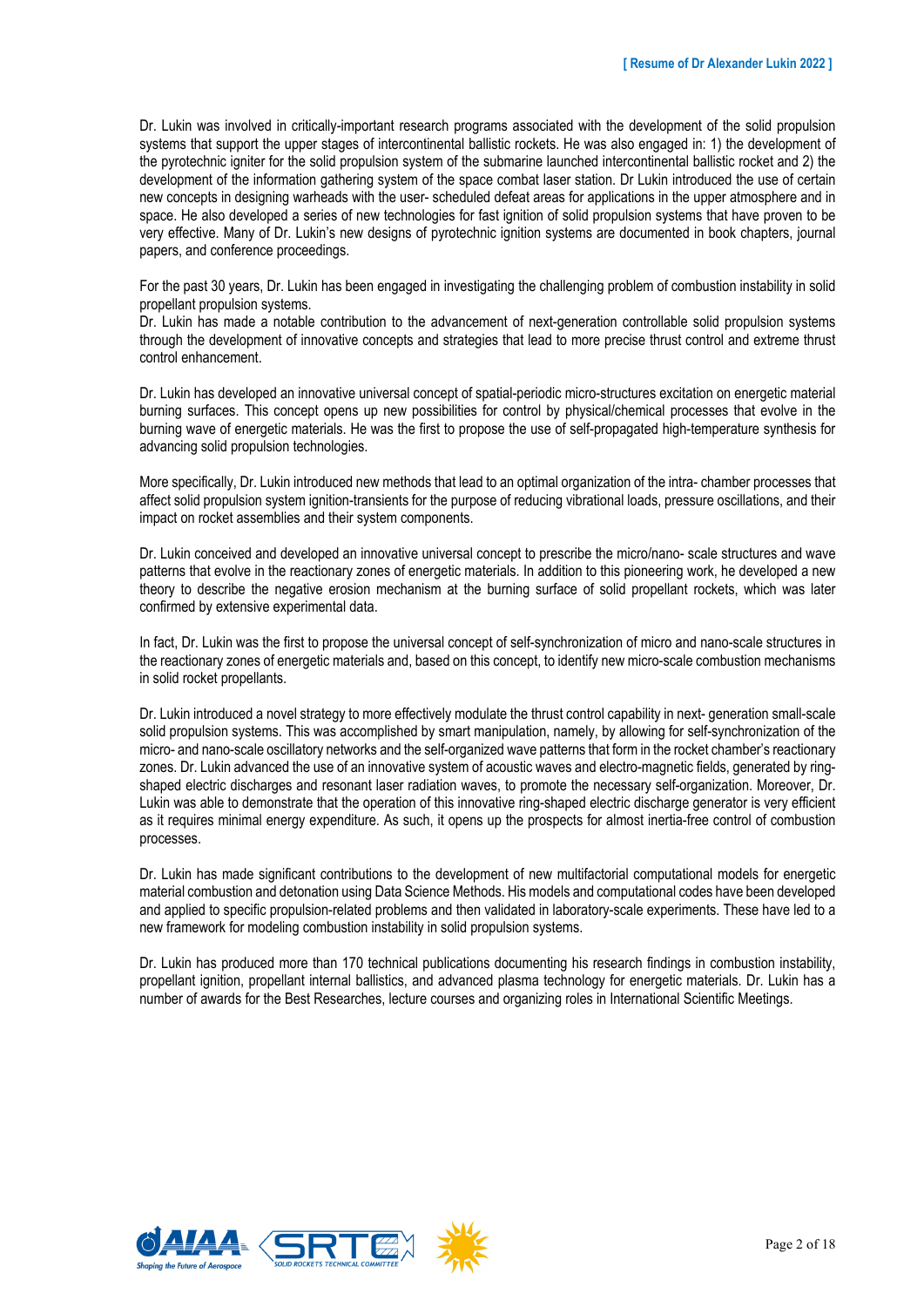Dr. Lukin was involved in critically-important research programs associated with the development of the solid propulsion systems that support the upper stages of intercontinental ballistic rockets. He was also engaged in: 1) the development of the pyrotechnic igniter for the solid propulsion system of the submarine launched intercontinental ballistic rocket and 2) the development of the information gathering system of the space combat laser station. Dr Lukin introduced the use of certain new concepts in designing warheads with the user- scheduled defeat areas for applications in the upper atmosphere and in space. He also developed a series of new technologies for fast ignition of solid propulsion systems that have proven to be very effective. Many of Dr. Lukin's new designs of pyrotechnic ignition systems are documented in book chapters, journal papers, and conference proceedings.

For the past 30 years, Dr. Lukin has been engaged in investigating the challenging problem of combustion instability in solid propellant propulsion systems.
Dr. Lukin has made a notable contribution to the advancement of next-generation controllable solid propulsion systems through the development of innovative concepts and strategies that lead to more precise thrust control and extreme thrust control enhancement.

Dr. Lukin has developed an innovative universal concept of spatial-periodic micro-structures excitation on energetic material burning surfaces. This concept opens up new possibilities for control by physical/chemical processes that evolve in the burning wave of energetic materials. He was the first to propose the use of self-propagated high-temperature synthesis for advancing solid propulsion technologies.

More specifically, Dr. Lukin introduced new methods that lead to an optimal organization of the intra- chamber processes that affect solid propulsion system ignition-transients for the purpose of reducing vibrational loads, pressure oscillations, and their impact on rocket assemblies and their system components.

Dr. Lukin conceived and developed an innovative universal concept to prescribe the micro/nano- scale structures and wave patterns that evolve in the reactionary zones of energetic materials. In addition to this pioneering work, he developed a new theory to describe the negative erosion mechanism at the burning surface of solid propellant rockets, which was later confirmed by extensive experimental data.

In fact, Dr. Lukin was the first to propose the universal concept of self-synchronization of micro and nano-scale structures in the reactionary zones of energetic materials and, based on this concept, to identify new micro-scale combustion mechanisms in solid rocket propellants.

Dr. Lukin introduced a novel strategy to more effectively modulate the thrust control capability in next- generation small-scale solid propulsion systems. This was accomplished by smart manipulation, namely, by allowing for self-synchronization of the micro- and nano-scale oscillatory networks and the self-organized wave patterns that form in the rocket chamber's reactionary zones. Dr. Lukin advanced the use of an innovative system of acoustic waves and electro-magnetic fields, generated by ring-shaped electric discharges and resonant laser radiation waves, to promote the necessary self-organization. Moreover, Dr. Lukin was able to demonstrate that the operation of this innovative ring-shaped electric discharge generator is very efficient as it requires minimal energy expenditure. As such, it opens up the prospects for almost inertia-free control of combustion processes.

Dr. Lukin has made significant contributions to the development of new multifactorial computational models for energetic material combustion and detonation using Data Science Methods. His models and computational codes have been developed and applied to specific propulsion-related problems and then validated in laboratory-scale experiments. These have led to a new framework for modeling combustion instability in solid propulsion systems.

Dr. Lukin has produced more than 170 technical publications documenting his research findings in combustion instability, propellant ignition, propellant internal ballistics, and advanced plasma technology for energetic materials. Dr. Lukin has a number of awards for the Best Researches, lecture courses and organizing roles in International Scientific Meetings.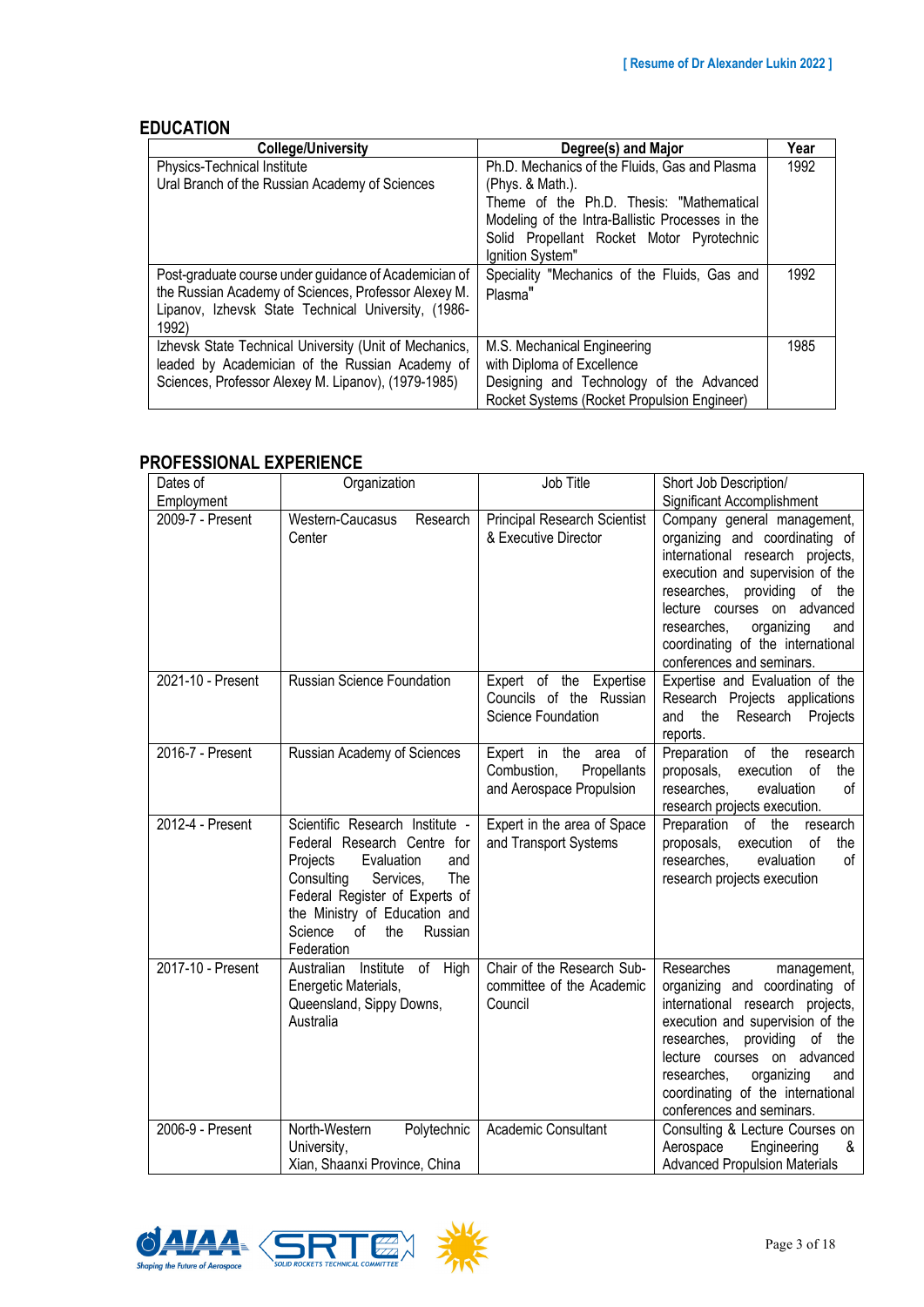## EDUCATION

| College/University | Degree(s) and Major | Year |
|---|---|---|
| Physics-Technical Institute<br>Ural Branch of the Russian Academy of Sciences | Ph.D. Mechanics of the Fluids, Gas and Plasma (Phys. & Math.).<br>Theme of the Ph.D. Thesis: "Mathematical Modeling of the Intra-Ballistic Processes in the Solid Propellant Rocket Motor Pyrotechnic Ignition System" | 1992 |
| Post-graduate course under guidance of Academician of the Russian Academy of Sciences, Professor Alexey M. Lipanov, Izhevsk State Technical University, (1986-1992) | Speciality "Mechanics of the Fluids, Gas and Plasma" | 1992 |
| Izhevsk State Technical University (Unit of Mechanics, leaded by Academician of the Russian Academy of Sciences, Professor Alexey M. Lipanov), (1979-1985) | M.S. Mechanical Engineering<br>with Diploma of Excellence<br>Designing and Technology of the Advanced Rocket Systems (Rocket Propulsion Engineer) | 1985 |

## PROFESSIONAL EXPERIENCE

| Dates of Employment | Organization | Job Title | Short Job Description/ Significant Accomplishment |
|---|---|---|---|
| 2009-7 - Present | Western-Caucasus Research Center | Principal Research Scientist & Executive Director | Company general management, organizing and coordinating of international research projects, execution and supervision of the researches, providing of the lecture courses on advanced researches, organizing and coordinating of the international conferences and seminars. |
| 2021-10 - Present | Russian Science Foundation | Expert of the Expertise Councils of the Russian Science Foundation | Expertise and Evaluation of the Research Projects applications and the Research Projects reports. |
| 2016-7 - Present | Russian Academy of Sciences | Expert in the area of Combustion, Propellants and Aerospace Propulsion | Preparation of the research proposals, execution of the researches, evaluation of research projects execution. |
| 2012-4 - Present | Scientific Research Institute - Federal Research Centre for Projects Evaluation and Consulting Services, The Federal Register of Experts of the Ministry of Education and Science of the Russian Federation | Expert in the area of Space and Transport Systems | Preparation of the research proposals, execution of the researches, evaluation of research projects execution |
| 2017-10 - Present | Australian Institute of High Energetic Materials, Queensland, Sippy Downs, Australia | Chair of the Research Sub-committee of the Academic Council | Researches management, organizing and coordinating of international research projects, execution and supervision of the researches, providing of the lecture courses on advanced researches, organizing and coordinating of the international conferences and seminars. |
| 2006-9 - Present | North-Western Polytechnic University, Xian, Shaanxi Province, China | Academic Consultant | Consulting & Lecture Courses on Aerospace Engineering & Advanced Propulsion Materials |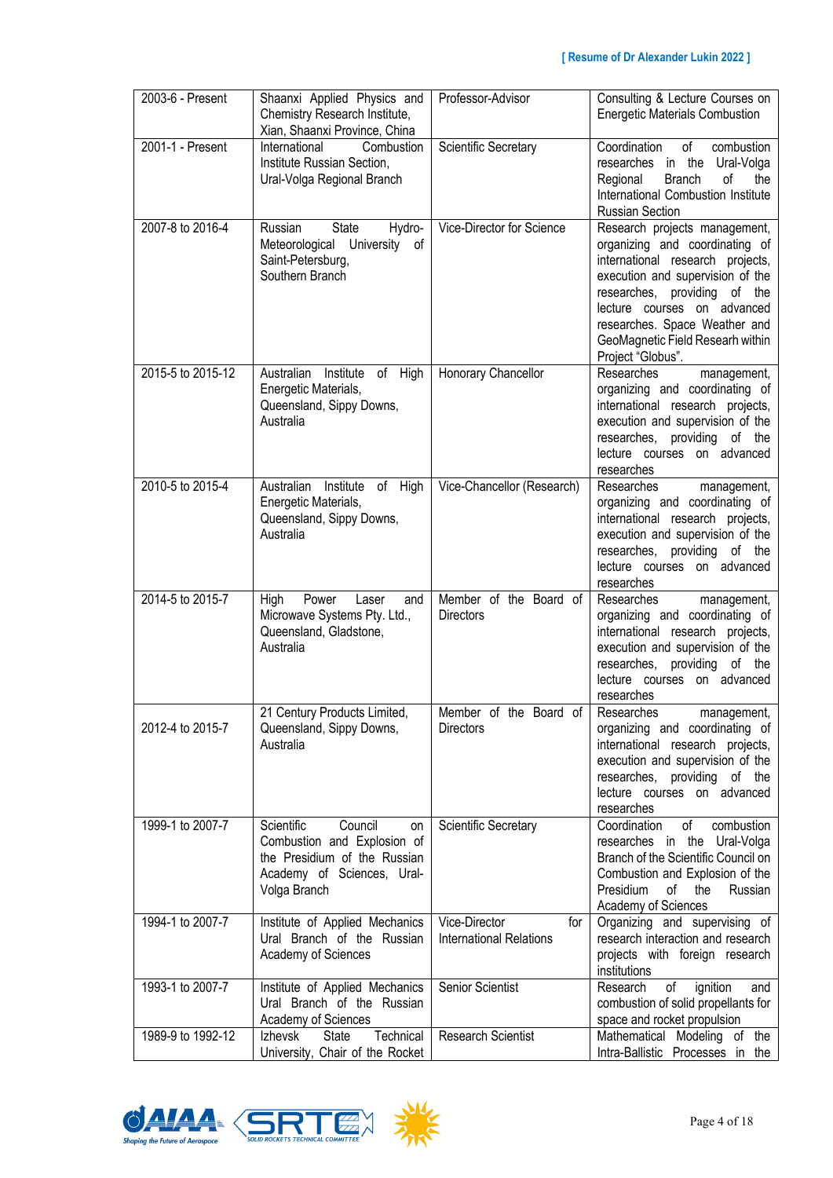| | | | |
|---|---|---|---|
| 2003-6 - Present | Shaanxi Applied Physics and Chemistry Research Institute, Xian, Shaanxi Province, China | Professor-Advisor | Consulting & Lecture Courses on Energetic Materials Combustion |
| 2001-1 - Present | International Combustion Institute Russian Section, Ural-Volga Regional Branch | Scientific Secretary | Coordination of combustion researches in the Ural-Volga Regional Branch of the International Combustion Institute Russian Section |
| 2007-8 to 2016-4 | Russian State Hydro-Meteorological University of Saint-Petersburg, Southern Branch | Vice-Director for Science | Research projects management, organizing and coordinating of international research projects, execution and supervision of the researches, providing of the lecture courses on advanced researches. Space Weather and GeoMagnetic Field Researh within Project "Globus". |
| 2015-5 to 2015-12 | Australian Institute of High Energetic Materials, Queensland, Sippy Downs, Australia | Honorary Chancellor | Researches management, organizing and coordinating of international research projects, execution and supervision of the researches, providing of the lecture courses on advanced researches |
| 2010-5 to 2015-4 | Australian Institute of High Energetic Materials, Queensland, Sippy Downs, Australia | Vice-Chancellor (Research) | Researches management, organizing and coordinating of international research projects, execution and supervision of the researches, providing of the lecture courses on advanced researches |
| 2014-5 to 2015-7 | High Power Laser and Microwave Systems Pty. Ltd., Queensland, Gladstone, Australia | Member of the Board of Directors | Researches management, organizing and coordinating of international research projects, execution and supervision of the researches, providing of the lecture courses on advanced researches |
| 2012-4 to 2015-7 | 21 Century Products Limited, Queensland, Sippy Downs, Australia | Member of the Board of Directors | Researches management, organizing and coordinating of international research projects, execution and supervision of the researches, providing of the lecture courses on advanced researches |
| 1999-1 to 2007-7 | Scientific Council on Combustion and Explosion of the Presidium of the Russian Academy of Sciences, Ural-Volga Branch | Scientific Secretary | Coordination of combustion researches in the Ural-Volga Branch of the Scientific Council on Combustion and Explosion of the Presidium of the Russian Academy of Sciences |
| 1994-1 to 2007-7 | Institute of Applied Mechanics Ural Branch of the Russian Academy of Sciences | Vice-Director for International Relations | Organizing and supervising of research interaction and research projects with foreign research institutions |
| 1993-1 to 2007-7 | Institute of Applied Mechanics Ural Branch of the Russian Academy of Sciences | Senior Scientist | Research of ignition and combustion of solid propellants for space and rocket propulsion |
| 1989-9 to 1992-12 | Izhevsk State Technical University, Chair of the Rocket | Research Scientist | Mathematical Modeling of the Intra-Ballistic Processes in the |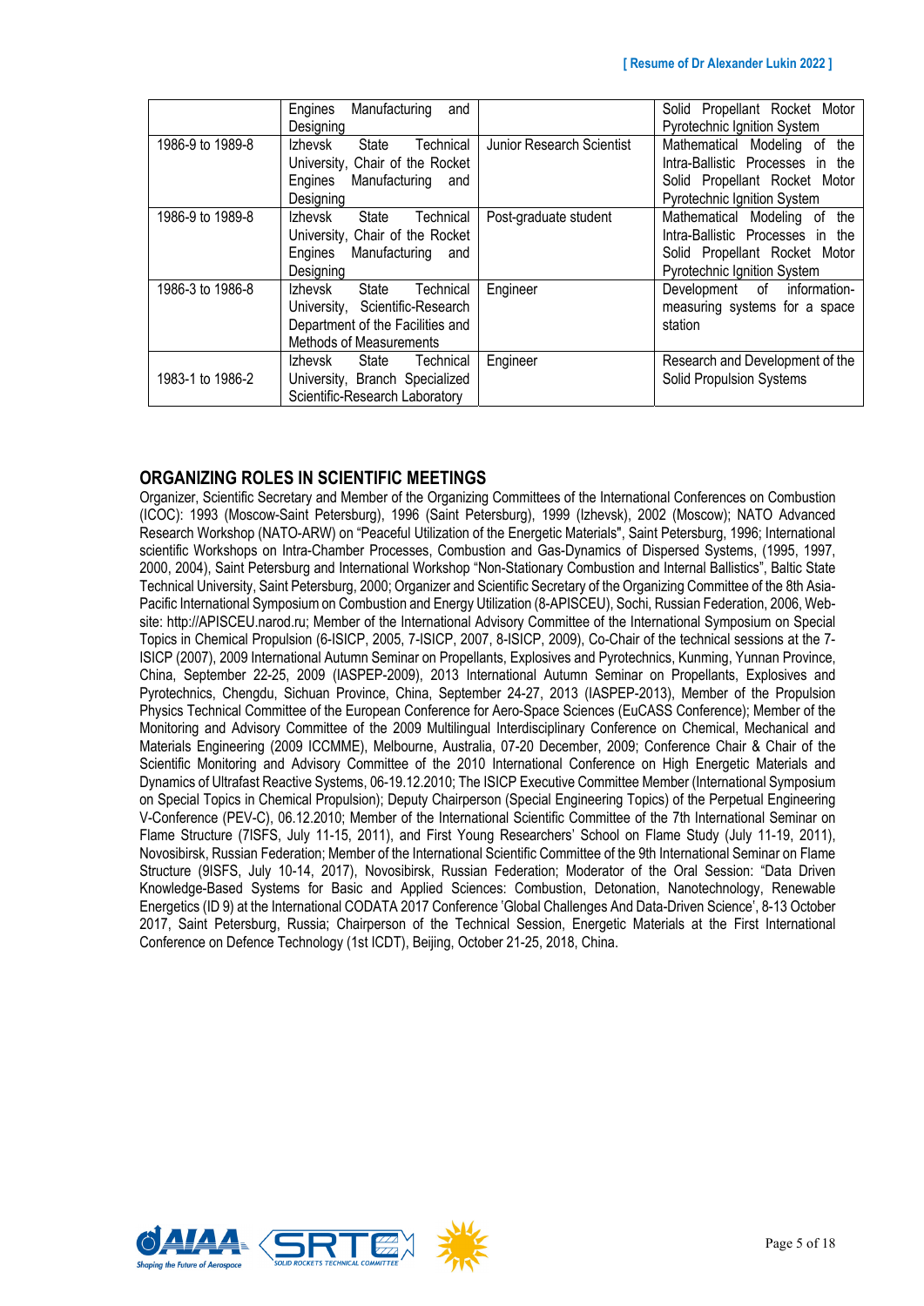|  |  |  |  |
|---|---|---|---|
|  | Engines Manufacturing and Designing |  | Solid Propellant Rocket Motor Pyrotechnic Ignition System |
| 1986-9 to 1989-8 | Izhevsk State Technical University, Chair of the Rocket Engines Manufacturing and Designing | Junior Research Scientist | Mathematical Modeling of the Intra-Ballistic Processes in the Solid Propellant Rocket Motor Pyrotechnic Ignition System |
| 1986-9 to 1989-8 | Izhevsk State Technical University, Chair of the Rocket Engines Manufacturing and Designing | Post-graduate student | Mathematical Modeling of the Intra-Ballistic Processes in the Solid Propellant Rocket Motor Pyrotechnic Ignition System |
| 1986-3 to 1986-8 | Izhevsk State Technical University, Scientific-Research Department of the Facilities and Methods of Measurements | Engineer | Development of information-measuring systems for a space station |
| 1983-1 to 1986-2 | Izhevsk State Technical University, Branch Specialized Scientific-Research Laboratory | Engineer | Research and Development of the Solid Propulsion Systems |

## ORGANIZING ROLES IN SCIENTIFIC MEETINGS

Organizer, Scientific Secretary and Member of the Organizing Committees of the International Conferences on Combustion (ICOC): 1993 (Moscow-Saint Petersburg), 1996 (Saint Petersburg), 1999 (Izhevsk), 2002 (Moscow); NATO Advanced Research Workshop (NATO-ARW) on "Peaceful Utilization of the Energetic Materials", Saint Petersburg, 1996; International scientific Workshops on Intra-Chamber Processes, Combustion and Gas-Dynamics of Dispersed Systems, (1995, 1997, 2000, 2004), Saint Petersburg and International Workshop "Non-Stationary Combustion and Internal Ballistics", Baltic State Technical University, Saint Petersburg, 2000; Organizer and Scientific Secretary of the Organizing Committee of the 8th Asia-Pacific International Symposium on Combustion and Energy Utilization (8-APISCEU), Sochi, Russian Federation, 2006, Web-site: http://APISCEU.narod.ru; Member of the International Advisory Committee of the International Symposium on Special Topics in Chemical Propulsion (6-ISICP, 2005, 7-ISICP, 2007, 8-ISICP, 2009), Co-Chair of the technical sessions at the 7-ISICP (2007), 2009 International Autumn Seminar on Propellants, Explosives and Pyrotechnics, Kunming, Yunnan Province, China, September 22-25, 2009 (IASPEP-2009), 2013 International Autumn Seminar on Propellants, Explosives and Pyrotechnics, Chengdu, Sichuan Province, China, September 24-27, 2013 (IASPEP-2013), Member of the Propulsion Physics Technical Committee of the European Conference for Aero-Space Sciences (EuCASS Conference); Member of the Monitoring and Advisory Committee of the 2009 Multilingual Interdisciplinary Conference on Chemical, Mechanical and Materials Engineering (2009 ICCMME), Melbourne, Australia, 07-20 December, 2009; Conference Chair & Chair of the Scientific Monitoring and Advisory Committee of the 2010 International Conference on High Energetic Materials and Dynamics of Ultrafast Reactive Systems, 06-19.12.2010; The ISICP Executive Committee Member (International Symposium on Special Topics in Chemical Propulsion); Deputy Chairperson (Special Engineering Topics) of the Perpetual Engineering V-Conference (PEV-C), 06.12.2010; Member of the International Scientific Committee of the 7th International Seminar on Flame Structure (7ISFS, July 11-15, 2011), and First Young Researchers' School on Flame Study (July 11-19, 2011), Novosibirsk, Russian Federation; Member of the International Scientific Committee of the 9th International Seminar on Flame Structure (9ISFS, July 10-14, 2017), Novosibirsk, Russian Federation; Moderator of the Oral Session: "Data Driven Knowledge-Based Systems for Basic and Applied Sciences: Combustion, Detonation, Nanotechnology, Renewable Energetics (ID 9) at the International CODATA 2017 Conference 'Global Challenges And Data-Driven Science', 8-13 October 2017, Saint Petersburg, Russia; Chairperson of the Technical Session, Energetic Materials at the First International Conference on Defence Technology (1st ICDT), Beijing, October 21-25, 2018, China.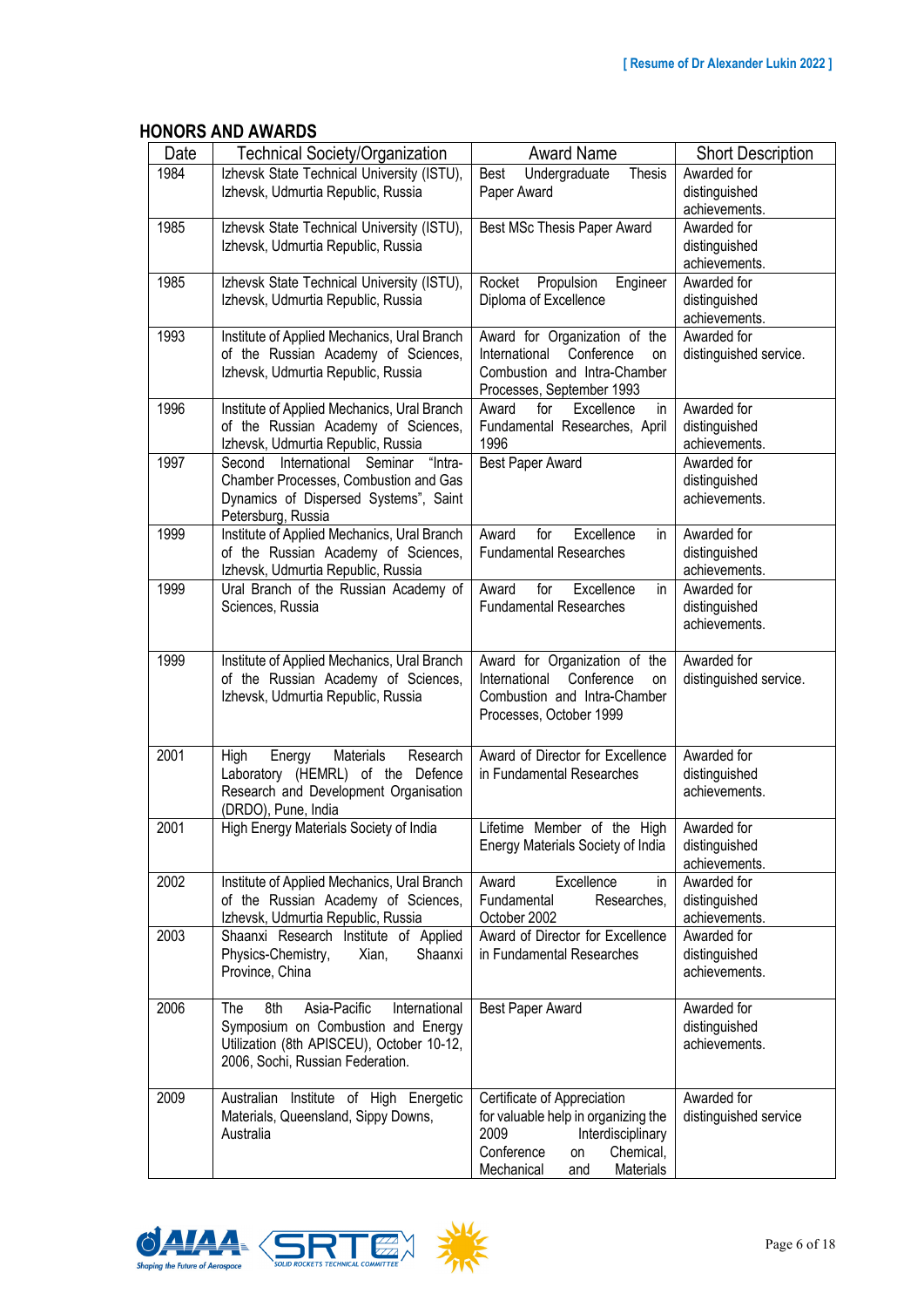## HONORS AND AWARDS

| Date | Technical Society/Organization | Award Name | Short Description |
|---|---|---|---|
| 1984 | Izhevsk State Technical University (ISTU), Izhevsk, Udmurtia Republic, Russia | Best Undergraduate Thesis Paper Award | Awarded for distinguished achievements. |
| 1985 | Izhevsk State Technical University (ISTU), Izhevsk, Udmurtia Republic, Russia | Best MSc Thesis Paper Award | Awarded for distinguished achievements. |
| 1985 | Izhevsk State Technical University (ISTU), Izhevsk, Udmurtia Republic, Russia | Rocket Propulsion Engineer Diploma of Excellence | Awarded for distinguished achievements. |
| 1993 | Institute of Applied Mechanics, Ural Branch of the Russian Academy of Sciences, Izhevsk, Udmurtia Republic, Russia | Award for Organization of the International Conference on Combustion and Intra-Chamber Processes, September 1993 | Awarded for distinguished service. |
| 1996 | Institute of Applied Mechanics, Ural Branch of the Russian Academy of Sciences, Izhevsk, Udmurtia Republic, Russia | Award for Excellence in Fundamental Researches, April 1996 | Awarded for distinguished achievements. |
| 1997 | Second International Seminar "Intra-Chamber Processes, Combustion and Gas Dynamics of Dispersed Systems", Saint Petersburg, Russia | Best Paper Award | Awarded for distinguished achievements. |
| 1999 | Institute of Applied Mechanics, Ural Branch of the Russian Academy of Sciences, Izhevsk, Udmurtia Republic, Russia | Award for Excellence in Fundamental Researches | Awarded for distinguished achievements. |
| 1999 | Ural Branch of the Russian Academy of Sciences, Russia | Award for Excellence in Fundamental Researches | Awarded for distinguished achievements. |
| 1999 | Institute of Applied Mechanics, Ural Branch of the Russian Academy of Sciences, Izhevsk, Udmurtia Republic, Russia | Award for Organization of the International Conference on Combustion and Intra-Chamber Processes, October 1999 | Awarded for distinguished service. |
| 2001 | High Energy Materials Research Laboratory (HEMRL) of the Defence Research and Development Organisation (DRDO), Pune, India | Award of Director for Excellence in Fundamental Researches | Awarded for distinguished achievements. |
| 2001 | High Energy Materials Society of India | Lifetime Member of the High Energy Materials Society of India | Awarded for distinguished achievements. |
| 2002 | Institute of Applied Mechanics, Ural Branch of the Russian Academy of Sciences, Izhevsk, Udmurtia Republic, Russia | Award Excellence in Fundamental Researches, October 2002 | Awarded for distinguished achievements. |
| 2003 | Shaanxi Research Institute of Applied Physics-Chemistry, Xian, Shaanxi Province, China | Award of Director for Excellence in Fundamental Researches | Awarded for distinguished achievements. |
| 2006 | The 8th Asia-Pacific International Symposium on Combustion and Energy Utilization (8th APISCEU), October 10-12, 2006, Sochi, Russian Federation. | Best Paper Award | Awarded for distinguished achievements. |
| 2009 | Australian Institute of High Energetic Materials, Queensland, Sippy Downs, Australia | Certificate of Appreciation for valuable help in organizing the 2009 Interdisciplinary Conference on Chemical, Mechanical and Materials | Awarded for distinguished service |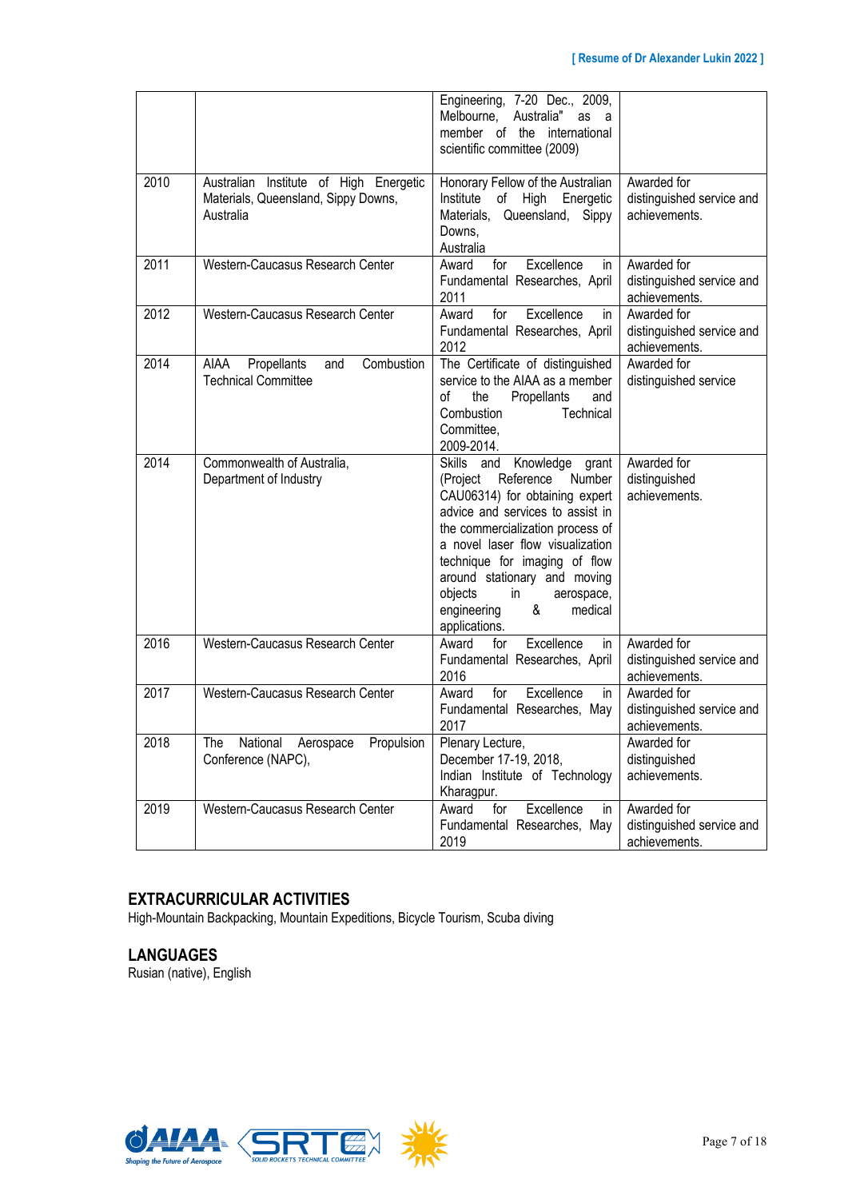| | | | |
|---|---|---|---|
| | | Engineering, 7-20 Dec., 2009, Melbourne, Australia" as a member of the international scientific committee (2009) | |
| 2010 | Australian Institute of High Energetic Materials, Queensland, Sippy Downs, Australia | Honorary Fellow of the Australian Institute of High Energetic Materials, Queensland, Sippy Downs, Australia | Awarded for distinguished service and achievements. |
| 2011 | Western-Caucasus Research Center | Award for Excellence in Fundamental Researches, April 2011 | Awarded for distinguished service and achievements. |
| 2012 | Western-Caucasus Research Center | Award for Excellence in Fundamental Researches, April 2012 | Awarded for distinguished service and achievements. |
| 2014 | AIAA Propellants and Combustion Technical Committee | The Certificate of distinguished service to the AIAA as a member of the Propellants and Combustion Technical Committee, 2009-2014. | Awarded for distinguished service |
| 2014 | Commonwealth of Australia, Department of Industry | Skills and Knowledge grant (Project Reference Number CAU06314) for obtaining expert advice and services to assist in the commercialization process of a novel laser flow visualization technique for imaging of flow around stationary and moving objects in aerospace, engineering & medical applications. | Awarded for distinguished achievements. |
| 2016 | Western-Caucasus Research Center | Award for Excellence in Fundamental Researches, April 2016 | Awarded for distinguished service and achievements. |
| 2017 | Western-Caucasus Research Center | Award for Excellence in Fundamental Researches, May 2017 | Awarded for distinguished service and achievements. |
| 2018 | The National Aerospace Propulsion Conference (NAPC), | Plenary Lecture, December 17-19, 2018, Indian Institute of Technology Kharagpur. | Awarded for distinguished achievements. |
| 2019 | Western-Caucasus Research Center | Award for Excellence in Fundamental Researches, May 2019 | Awarded for distinguished service and achievements. |

## EXTRACURRICULAR ACTIVITIES

High-Mountain Backpacking, Mountain Expeditions, Bicycle Tourism, Scuba diving

## LANGUAGES

Rusian (native), English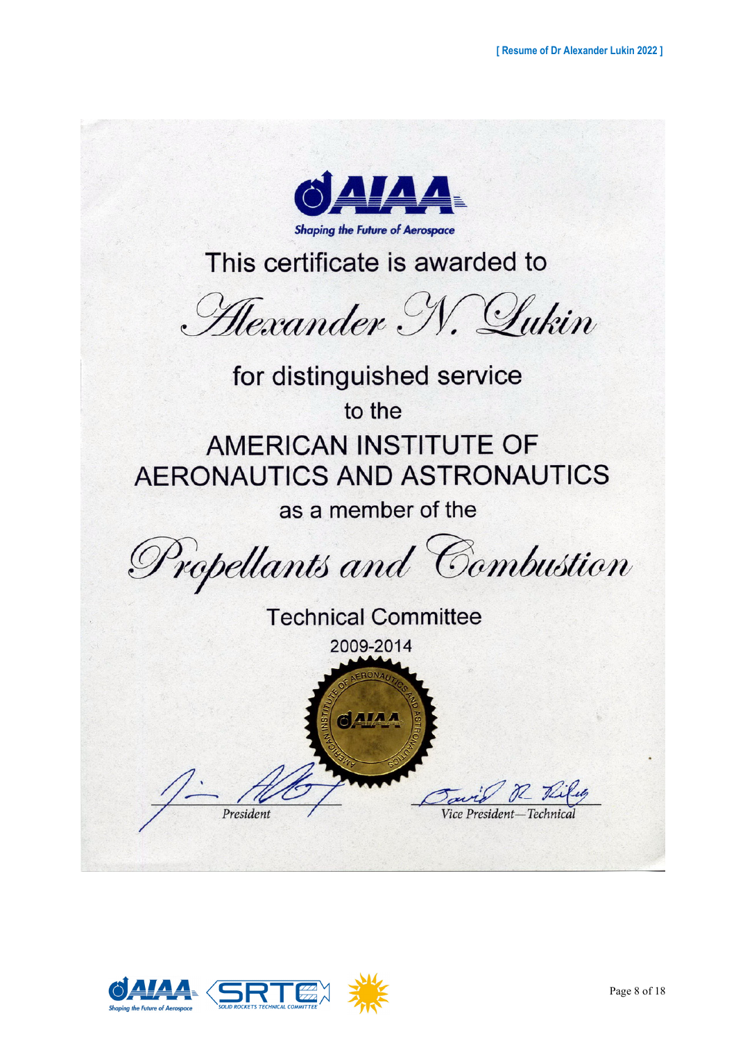AIAA

Shaping the Future of Aerospace

This certificate is awarded to

*Alexander N. Lukin*

for distinguished service

to the

AMERICAN INSTITUTE OF AERONAUTICS AND ASTRONAUTICS

as a member of the

*Propellants and Combustion*

Technical Committee

2009-2014

President

Vice President—Technical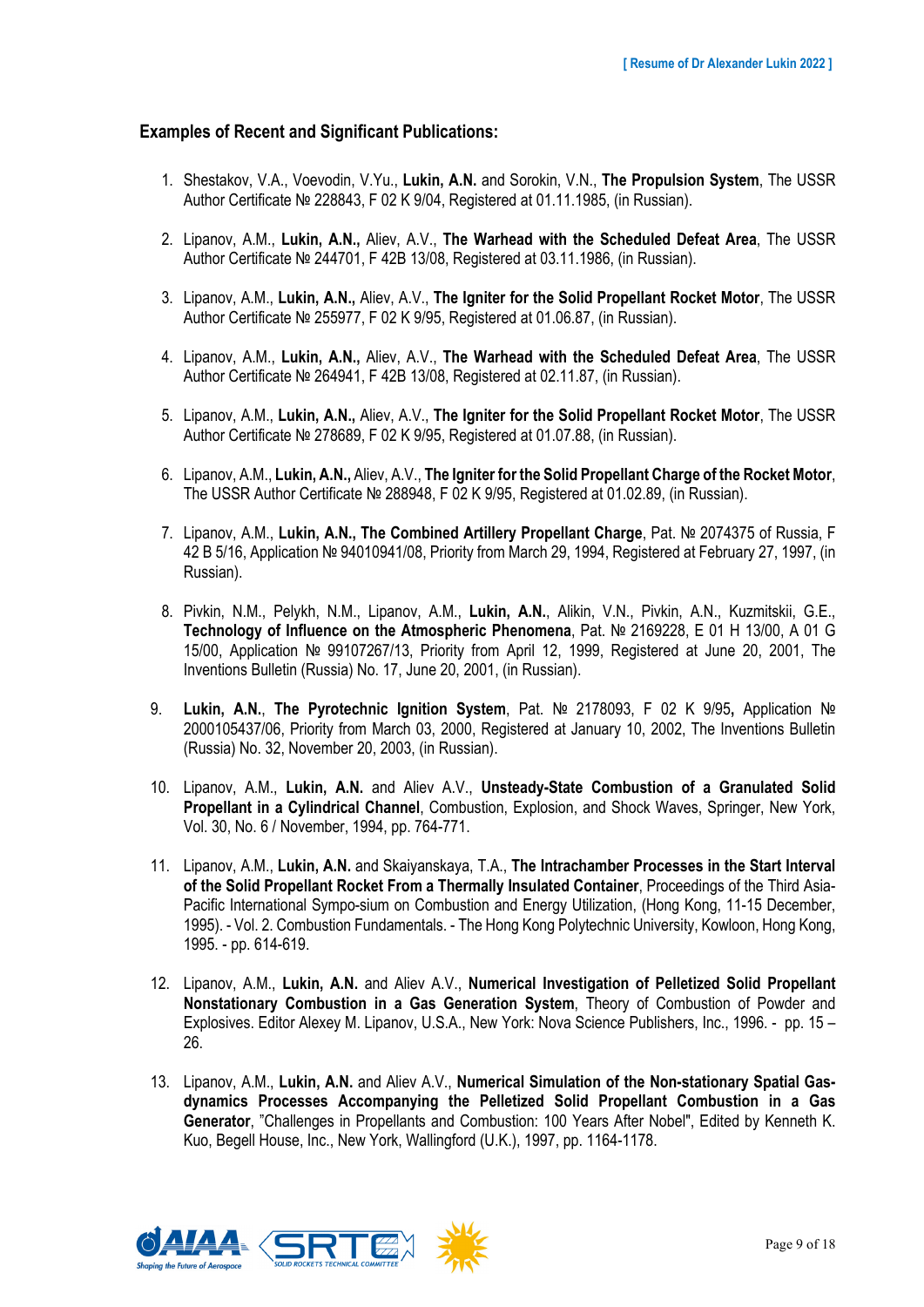### Examples of Recent and Significant Publications:

1. Shestakov, V.A., Voevodin, V.Yu., **Lukin, A.N.** and Sorokin, V.N., **The Propulsion System**, The USSR Author Certificate № 228843, F 02 K 9/04, Registered at 01.11.1985, (in Russian).

2. Lipanov, A.M., **Lukin, A.N.,** Aliev, A.V., **The Warhead with the Scheduled Defeat Area**, The USSR Author Certificate № 244701, F 42B 13/08, Registered at 03.11.1986, (in Russian).

3. Lipanov, A.M., **Lukin, A.N.,** Aliev, A.V., **The Igniter for the Solid Propellant Rocket Motor**, The USSR Author Certificate № 255977, F 02 K 9/95, Registered at 01.06.87, (in Russian).

4. Lipanov, A.M., **Lukin, A.N.,** Aliev, A.V., **The Warhead with the Scheduled Defeat Area**, The USSR Author Certificate № 264941, F 42B 13/08, Registered at 02.11.87, (in Russian).

5. Lipanov, A.M., **Lukin, A.N.,** Aliev, A.V., **The Igniter for the Solid Propellant Rocket Motor**, The USSR Author Certificate № 278689, F 02 K 9/95, Registered at 01.07.88, (in Russian).

6. Lipanov, A.M., **Lukin, A.N.,** Aliev, A.V., **The Igniter for the Solid Propellant Charge of the Rocket Motor**, The USSR Author Certificate № 288948, F 02 K 9/95, Registered at 01.02.89, (in Russian).

7. Lipanov, A.M., **Lukin, A.N., The Combined Artillery Propellant Charge**, Pat. № 2074375 of Russia, F 42 B 5/16, Application № 94010941/08, Priority from March 29, 1994, Registered at February 27, 1997, (in Russian).

8. Pivkin, N.M., Pelykh, N.M., Lipanov, A.M., **Lukin, A.N.**, Alikin, V.N., Pivkin, A.N., Kuzmitskii, G.E., **Technology of Influence on the Atmospheric Phenomena**, Pat. № 2169228, E 01 H 13/00, A 01 G 15/00, Application № 99107267/13, Priority from April 12, 1999, Registered at June 20, 2001, The Inventions Bulletin (Russia) No. 17, June 20, 2001, (in Russian).

9. **Lukin, A.N.**, **The Pyrotechnic Ignition System**, Pat. № 2178093, F 02 K 9/95**,** Application № 2000105437/06, Priority from March 03, 2000, Registered at January 10, 2002, The Inventions Bulletin (Russia) No. 32, November 20, 2003, (in Russian).

10. Lipanov, A.M., **Lukin, A.N.** and Aliev A.V., **Unsteady-State Combustion of a Granulated Solid Propellant in a Cylindrical Channel**, Combustion, Explosion, and Shock Waves, Springer, New York, Vol. 30, No. 6 / November, 1994, pp. 764-771.

11. Lipanov, A.M., **Lukin, A.N.** and Skaiyanskaya, T.A., **The Intrachamber Processes in the Start Interval of the Solid Propellant Rocket From a Thermally Insulated Container**, Proceedings of the Third Asia-Pacific International Sympo-sium on Combustion and Energy Utilization, (Hong Kong, 11-15 December, 1995). - Vol. 2. Combustion Fundamentals. - The Hong Kong Polytechnic University, Kowloon, Hong Kong, 1995. - pp. 614-619.

12. Lipanov, A.M., **Lukin, A.N.** and Aliev A.V., **Numerical Investigation of Pelletized Solid Propellant Nonstationary Combustion in a Gas Generation System**, Theory of Combustion of Powder and Explosives. Editor Alexey M. Lipanov, U.S.A., New York: Nova Science Publishers, Inc., 1996. - pp. 15 – 26.

13. Lipanov, A.M., **Lukin, A.N.** and Aliev A.V., **Numerical Simulation of the Non-stationary Spatial Gas-dynamics Processes Accompanying the Pelletized Solid Propellant Combustion in a Gas Generator**, "Challenges in Propellants and Combustion: 100 Years After Nobel", Edited by Kenneth K. Kuo, Begell House, Inc., New York, Wallingford (U.K.), 1997, pp. 1164-1178.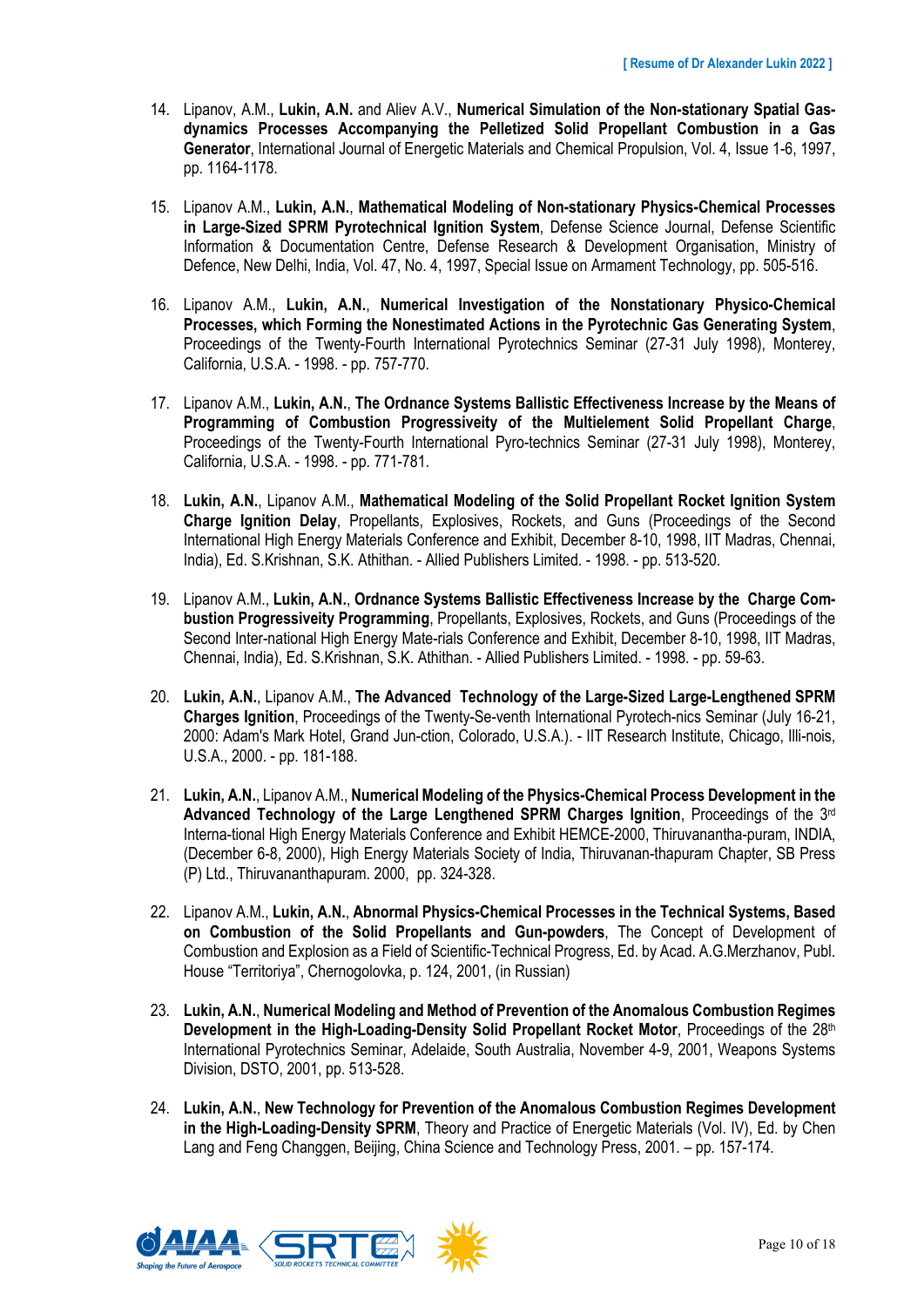14. Lipanov, A.M., **Lukin, A.N.** and Aliev A.V., **Numerical Simulation of the Non-stationary Spatial Gas-dynamics Processes Accompanying the Pelletized Solid Propellant Combustion in a Gas Generator**, International Journal of Energetic Materials and Chemical Propulsion, Vol. 4, Issue 1-6, 1997, pp. 1164-1178.

15. Lipanov A.M., **Lukin, A.N.**, **Mathematical Modeling of Non-stationary Physics-Chemical Processes in Large-Sized SPRM Pyrotechnical Ignition System**, Defense Science Journal, Defense Scientific Information & Documentation Centre, Defense Research & Development Organisation, Ministry of Defence, New Delhi, India, Vol. 47, No. 4, 1997, Special Issue on Armament Technology, pp. 505-516.

16. Lipanov A.M., **Lukin, A.N.**, **Numerical Investigation of the Nonstationary Physico-Chemical Processes, which Forming the Nonestimated Actions in the Pyrotechnic Gas Generating System**, Proceedings of the Twenty-Fourth International Pyrotechnics Seminar (27-31 July 1998), Monterey, California, U.S.A. - 1998. - pp. 757-770.

17. Lipanov A.M., **Lukin, A.N.**, **The Ordnance Systems Ballistic Effectiveness Increase by the Means of Programming of Combustion Progressiveity of the Multielement Solid Propellant Charge**, Proceedings of the Twenty-Fourth International Pyro-technics Seminar (27-31 July 1998), Monterey, California, U.S.A. - 1998. - pp. 771-781.

18. **Lukin, A.N.**, Lipanov A.M., **Mathematical Modeling of the Solid Propellant Rocket Ignition System Charge Ignition Delay**, Propellants, Explosives, Rockets, and Guns (Proceedings of the Second International High Energy Materials Conference and Exhibit, December 8-10, 1998, IIT Madras, Chennai, India), Ed. S.Krishnan, S.K. Athithan. - Allied Publishers Limited. - 1998. - pp. 513-520.

19. Lipanov A.M., **Lukin, A.N.**, **Ordnance Systems Ballistic Effectiveness Increase by the Charge Com-bustion Progressiveity Programming**, Propellants, Explosives, Rockets, and Guns (Proceedings of the Second Inter-national High Energy Mate-rials Conference and Exhibit, December 8-10, 1998, IIT Madras, Chennai, India), Ed. S.Krishnan, S.K. Athithan. - Allied Publishers Limited. - 1998. - pp. 59-63.

20. **Lukin, A.N.**, Lipanov A.M., **The Advanced Technology of the Large-Sized Large-Lengthened SPRM Charges Ignition**, Proceedings of the Twenty-Se-venth International Pyrotech-nics Seminar (July 16-21, 2000: Adam's Mark Hotel, Grand Jun-ction, Colorado, U.S.A.). - IIT Research Institute, Chicago, Illi-nois, U.S.A., 2000. - pp. 181-188.

21. **Lukin, A.N.**, Lipanov A.M., **Numerical Modeling of the Physics-Chemical Process Development in the Advanced Technology of the Large Lengthened SPRM Charges Ignition**, Proceedings of the 3rd Interna-tional High Energy Materials Conference and Exhibit HEMCE-2000, Thiruvanantha-puram, INDIA, (December 6-8, 2000), High Energy Materials Society of India, Thiruvanan-thapuram Chapter, SB Press (P) Ltd., Thiruvananthapuram. 2000, pp. 324-328.

22. Lipanov A.M., **Lukin, A.N.**, **Abnormal Physics-Chemical Processes in the Technical Systems, Based on Combustion of the Solid Propellants and Gun-powders**, The Concept of Development of Combustion and Explosion as a Field of Scientific-Technical Progress, Ed. by Acad. A.G.Merzhanov, Publ. House “Territoriya”, Chernogolovka, p. 124, 2001, (in Russian)

23. **Lukin, A.N.**, **Numerical Modeling and Method of Prevention of the Anomalous Combustion Regimes Development in the High-Loading-Density Solid Propellant Rocket Motor**, Proceedings of the 28th International Pyrotechnics Seminar, Adelaide, South Australia, November 4-9, 2001, Weapons Systems Division, DSTO, 2001, pp. 513-528.

24. **Lukin, A.N.**, **New Technology for Prevention of the Anomalous Combustion Regimes Development in the High-Loading-Density SPRM**, Theory and Practice of Energetic Materials (Vol. IV), Ed. by Chen Lang and Feng Changgen, Beijing, China Science and Technology Press, 2001. – pp. 157-174.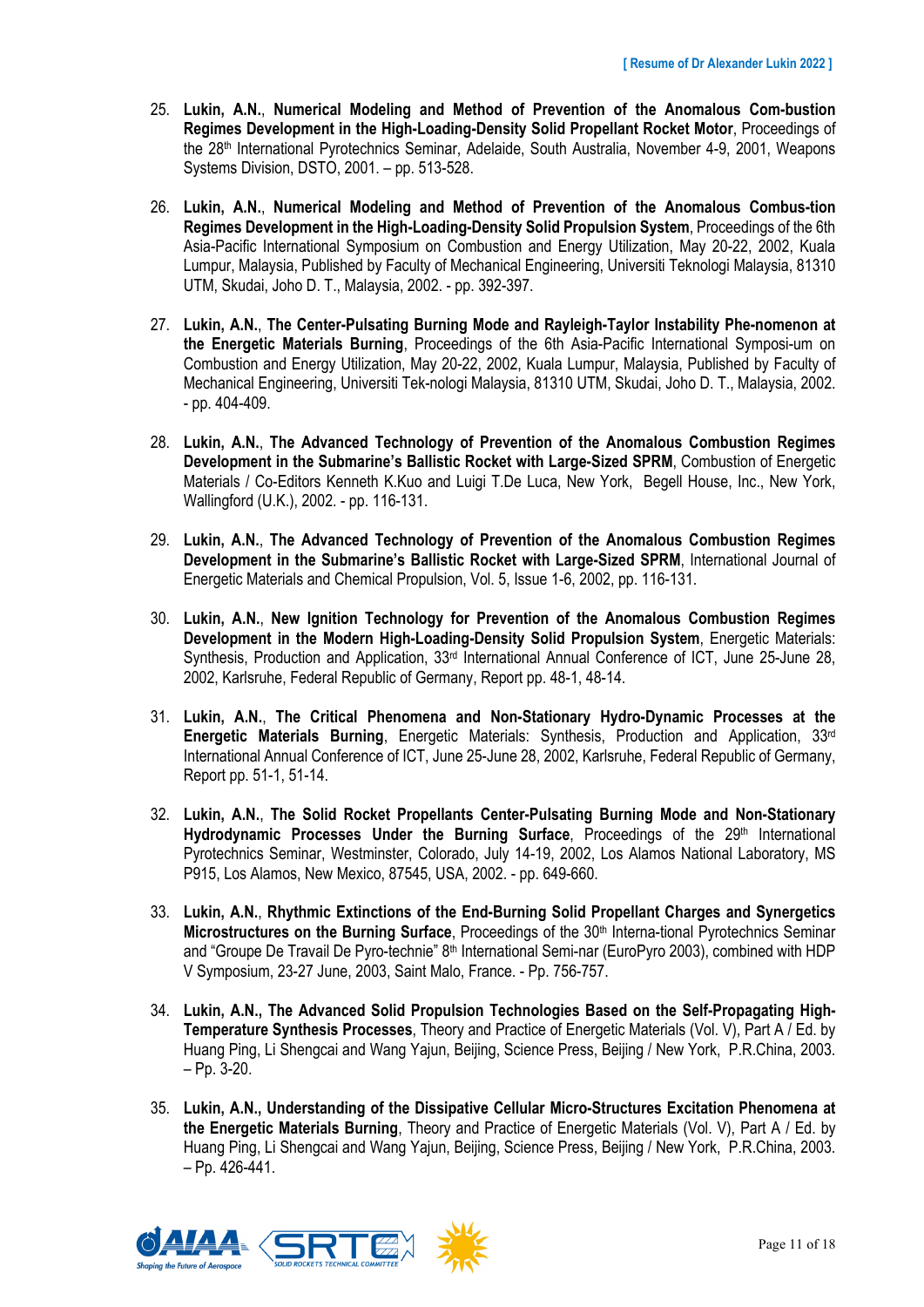25. **Lukin, A.N.**, **Numerical Modeling and Method of Prevention of the Anomalous Com-bustion Regimes Development in the High-Loading-Density Solid Propellant Rocket Motor**, Proceedings of the 28th International Pyrotechnics Seminar, Adelaide, South Australia, November 4-9, 2001, Weapons Systems Division, DSTO, 2001. – pp. 513-528.

26. **Lukin, A.N.**, **Numerical Modeling and Method of Prevention of the Anomalous Combus-tion Regimes Development in the High-Loading-Density Solid Propulsion System**, Proceedings of the 6th Asia-Pacific International Symposium on Combustion and Energy Utilization, May 20-22, 2002, Kuala Lumpur, Malaysia, Published by Faculty of Mechanical Engineering, Universiti Teknologi Malaysia, 81310 UTM, Skudai, Joho D. T., Malaysia, 2002. - pp. 392-397.

27. **Lukin, A.N.**, **The Center-Pulsating Burning Mode and Rayleigh-Taylor Instability Phe-nomenon at the Energetic Materials Burning**, Proceedings of the 6th Asia-Pacific International Symposi-um on Combustion and Energy Utilization, May 20-22, 2002, Kuala Lumpur, Malaysia, Published by Faculty of Mechanical Engineering, Universiti Tek-nologi Malaysia, 81310 UTM, Skudai, Joho D. T., Malaysia, 2002. - pp. 404-409.

28. **Lukin, A.N.**, **The Advanced Technology of Prevention of the Anomalous Combustion Regimes Development in the Submarine's Ballistic Rocket with Large-Sized SPRM**, Combustion of Energetic Materials / Co-Editors Kenneth K.Kuo and Luigi T.De Luca, New York, Begell House, Inc., New York, Wallingford (U.K.), 2002. - pp. 116-131.

29. **Lukin, A.N.**, **The Advanced Technology of Prevention of the Anomalous Combustion Regimes Development in the Submarine's Ballistic Rocket with Large-Sized SPRM**, International Journal of Energetic Materials and Chemical Propulsion, Vol. 5, Issue 1-6, 2002, pp. 116-131.

30. **Lukin, A.N.**, **New Ignition Technology for Prevention of the Anomalous Combustion Regimes Development in the Modern High-Loading-Density Solid Propulsion System**, Energetic Materials: Synthesis, Production and Application, 33rd International Annual Conference of ICT, June 25-June 28, 2002, Karlsruhe, Federal Republic of Germany, Report pp. 48-1, 48-14.

31. **Lukin, A.N.**, **The Critical Phenomena and Non-Stationary Hydro-Dynamic Processes at the Energetic Materials Burning**, Energetic Materials: Synthesis, Production and Application, 33rd International Annual Conference of ICT, June 25-June 28, 2002, Karlsruhe, Federal Republic of Germany, Report pp. 51-1, 51-14.

32. **Lukin, A.N.**, **The Solid Rocket Propellants Center-Pulsating Burning Mode and Non-Stationary Hydrodynamic Processes Under the Burning Surface**, Proceedings of the 29th International Pyrotechnics Seminar, Westminster, Colorado, July 14-19, 2002, Los Alamos National Laboratory, MS P915, Los Alamos, New Mexico, 87545, USA, 2002. - pp. 649-660.

33. **Lukin, A.N.**, **Rhythmic Extinctions of the End-Burning Solid Propellant Charges and Synergetics Microstructures on the Burning Surface**, Proceedings of the 30th Interna-tional Pyrotechnics Seminar and "Groupe De Travail De Pyro-technie" 8th International Semi-nar (EuroPyro 2003), combined with HDP V Symposium, 23-27 June, 2003, Saint Malo, France. - Pp. 756-757.

34. **Lukin, A.N., The Advanced Solid Propulsion Technologies Based on the Self-Propagating High-Temperature Synthesis Processes**, Theory and Practice of Energetic Materials (Vol. V), Part A / Ed. by Huang Ping, Li Shengcai and Wang Yajun, Beijing, Science Press, Beijing / New York, P.R.China, 2003. – Pp. 3-20.

35. **Lukin, A.N., Understanding of the Dissipative Cellular Micro-Structures Excitation Phenomena at the Energetic Materials Burning**, Theory and Practice of Energetic Materials (Vol. V), Part A / Ed. by Huang Ping, Li Shengcai and Wang Yajun, Beijing, Science Press, Beijing / New York, P.R.China, 2003. – Pp. 426-441.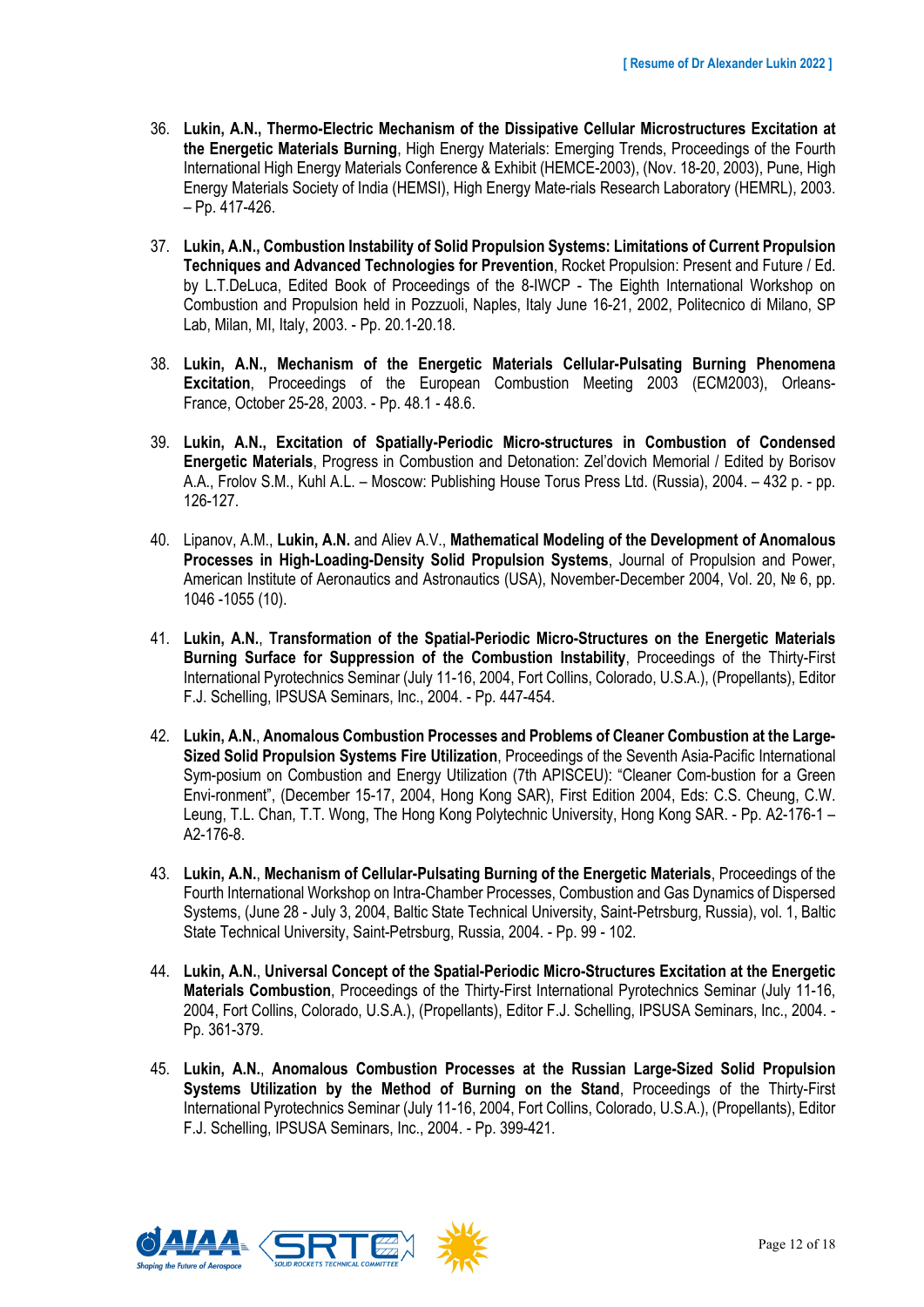36. **Lukin, A.N., Thermo-Electric Mechanism of the Dissipative Cellular Microstructures Excitation at the Energetic Materials Burning**, High Energy Materials: Emerging Trends, Proceedings of the Fourth International High Energy Materials Conference & Exhibit (HEMCE-2003), (Nov. 18-20, 2003), Pune, High Energy Materials Society of India (HEMSI), High Energy Mate-rials Research Laboratory (HEMRL), 2003. – Pp. 417-426.

37. **Lukin, A.N., Combustion Instability of Solid Propulsion Systems: Limitations of Current Propulsion Techniques and Advanced Technologies for Prevention**, Rocket Propulsion: Present and Future / Ed. by L.T.DeLuca, Edited Book of Proceedings of the 8-IWCP - The Eighth International Workshop on Combustion and Propulsion held in Pozzuoli, Naples, Italy June 16-21, 2002, Politecnico di Milano, SP Lab, Milan, MI, Italy, 2003. - Pp. 20.1-20.18.

38. **Lukin, A.N., Mechanism of the Energetic Materials Cellular-Pulsating Burning Phenomena Excitation**, Proceedings of the European Combustion Meeting 2003 (ECM2003), Orleans-France, October 25-28, 2003. - Pp. 48.1 - 48.6.

39. **Lukin, A.N., Excitation of Spatially-Periodic Micro-structures in Combustion of Condensed Energetic Materials**, Progress in Combustion and Detonation: Zel'dovich Memorial / Edited by Borisov A.A., Frolov S.M., Kuhl A.L. – Moscow: Publishing House Torus Press Ltd. (Russia), 2004. – 432 p. - pp. 126-127.

40. Lipanov, A.M., **Lukin, A.N.** and Aliev A.V., **Mathematical Modeling of the Development of Anomalous Processes in High-Loading-Density Solid Propulsion Systems**, Journal of Propulsion and Power, American Institute of Aeronautics and Astronautics (USA), November-December 2004, Vol. 20, № 6, pp. 1046 -1055 (10).

41. **Lukin, A.N.**, **Transformation of the Spatial-Periodic Micro-Structures on the Energetic Materials Burning Surface for Suppression of the Combustion Instability**, Proceedings of the Thirty-First International Pyrotechnics Seminar (July 11-16, 2004, Fort Collins, Colorado, U.S.A.), (Propellants), Editor F.J. Schelling, IPSUSA Seminars, Inc., 2004. - Pp. 447-454.

42. **Lukin, A.N.**, **Anomalous Combustion Processes and Problems of Cleaner Combustion at the Large-Sized Solid Propulsion Systems Fire Utilization**, Proceedings of the Seventh Asia-Pacific International Sym-posium on Combustion and Energy Utilization (7th APISCEU): "Cleaner Com-bustion for a Green Envi-ronment", (December 15-17, 2004, Hong Kong SAR), First Edition 2004, Eds: C.S. Cheung, C.W. Leung, T.L. Chan, T.T. Wong, The Hong Kong Polytechnic University, Hong Kong SAR. - Pp. A2-176-1 – A2-176-8.

43. **Lukin, A.N.**, **Mechanism of Cellular-Pulsating Burning of the Energetic Materials**, Proceedings of the Fourth International Workshop on Intra-Chamber Processes, Combustion and Gas Dynamics of Dispersed Systems, (June 28 - July 3, 2004, Baltic State Technical University, Saint-Petrsburg, Russia), vol. 1, Baltic State Technical University, Saint-Petrsburg, Russia, 2004. - Pp. 99 - 102.

44. **Lukin, A.N.**, **Universal Concept of the Spatial-Periodic Micro-Structures Excitation at the Energetic Materials Combustion**, Proceedings of the Thirty-First International Pyrotechnics Seminar (July 11-16, 2004, Fort Collins, Colorado, U.S.A.), (Propellants), Editor F.J. Schelling, IPSUSA Seminars, Inc., 2004. - Pp. 361-379.

45. **Lukin, A.N.**, **Anomalous Combustion Processes at the Russian Large-Sized Solid Propulsion Systems Utilization by the Method of Burning on the Stand**, Proceedings of the Thirty-First International Pyrotechnics Seminar (July 11-16, 2004, Fort Collins, Colorado, U.S.A.), (Propellants), Editor F.J. Schelling, IPSUSA Seminars, Inc., 2004. - Pp. 399-421.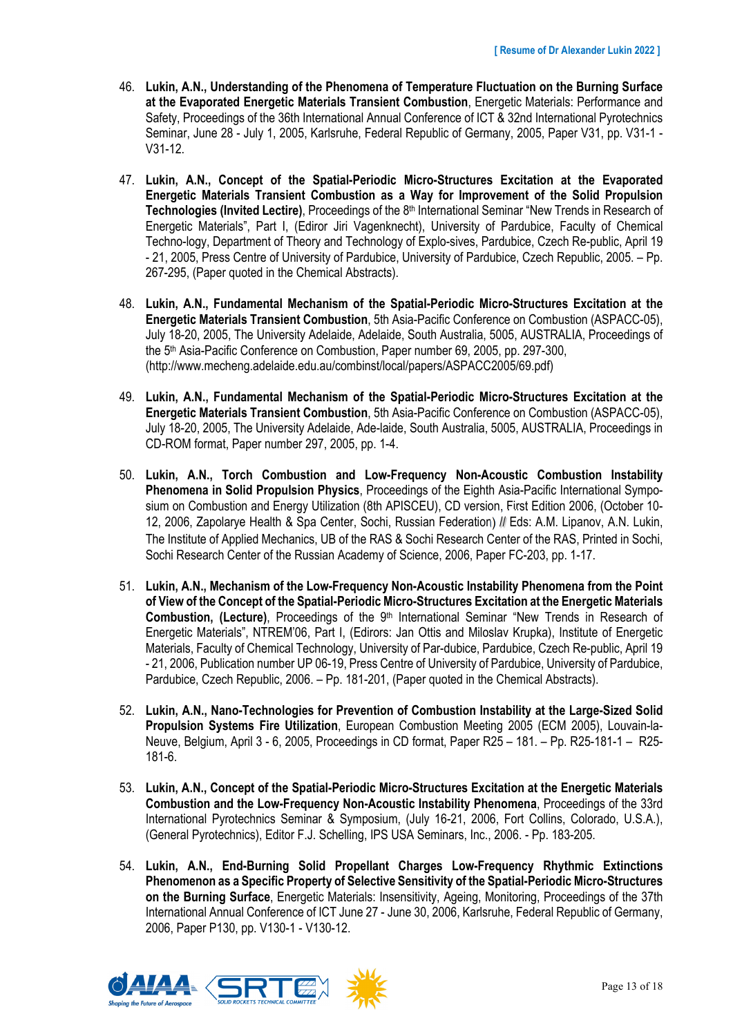46. **Lukin, A.N., Understanding of the Phenomena of Temperature Fluctuation on the Burning Surface at the Evaporated Energetic Materials Transient Combustion**, Energetic Materials: Performance and Safety, Proceedings of the 36th International Annual Conference of ICT & 32nd International Pyrotechnics Seminar, June 28 - July 1, 2005, Karlsruhe, Federal Republic of Germany, 2005, Paper V31, pp. V31-1 - V31-12.

47. **Lukin, A.N., Concept of the Spatial-Periodic Micro-Structures Excitation at the Evaporated Energetic Materials Transient Combustion as a Way for Improvement of the Solid Propulsion Technologies (Invited Lectire)**, Proceedings of the 8th International Seminar "New Trends in Research of Energetic Materials", Part I, (Ediror Jiri Vagenknecht), University of Pardubice, Faculty of Chemical Techno-logy, Department of Theory and Technology of Explo-sives, Pardubice, Czech Re-public, April 19 - 21, 2005, Press Centre of University of Pardubice, University of Pardubice, Czech Republic, 2005. – Pp. 267-295, (Paper quoted in the Chemical Abstracts).

48. **Lukin, A.N., Fundamental Mechanism of the Spatial-Periodic Micro-Structures Excitation at the Energetic Materials Transient Combustion**, 5th Asia-Pacific Conference on Combustion (ASPACC-05), July 18-20, 2005, The University Adelaide, Adelaide, South Australia, 5005, AUSTRALIA, Proceedings of the 5th Asia-Pacific Conference on Combustion, Paper number 69, 2005, pp. 297-300, (http://www.mecheng.adelaide.edu.au/combinst/local/papers/ASPACC2005/69.pdf)

49. **Lukin, A.N., Fundamental Mechanism of the Spatial-Periodic Micro-Structures Excitation at the Energetic Materials Transient Combustion**, 5th Asia-Pacific Conference on Combustion (ASPACC-05), July 18-20, 2005, The University Adelaide, Ade-laide, South Australia, 5005, AUSTRALIA, Proceedings in CD-ROM format, Paper number 297, 2005, pp. 1-4.

50. **Lukin, A.N., Torch Combustion and Low-Frequency Non-Acoustic Combustion Instability Phenomena in Solid Propulsion Physics**, Proceedings of the Eighth Asia-Pacific International Symposium on Combustion and Energy Utilization (8th APISCEU), CD version, First Edition 2006, (October 10-12, 2006, Zapolarye Health & Spa Center, Sochi, Russian Federation) // Eds: A.M. Lipanov, A.N. Lukin, The Institute of Applied Mechanics, UB of the RAS & Sochi Research Center of the RAS, Printed in Sochi, Sochi Research Center of the Russian Academy of Science, 2006, Paper FC-203, pp. 1-17.

51. **Lukin, A.N., Mechanism of the Low-Frequency Non-Acoustic Instability Phenomena from the Point of View of the Concept of the Spatial-Periodic Micro-Structures Excitation at the Energetic Materials Combustion, (Lecture)**, Proceedings of the 9th International Seminar "New Trends in Research of Energetic Materials", NTREM'06, Part I, (Edirors: Jan Ottis and Miloslav Krupka), Institute of Energetic Materials, Faculty of Chemical Technology, University of Par-dubice, Pardubice, Czech Re-public, April 19 - 21, 2006, Publication number UP 06-19, Press Centre of University of Pardubice, University of Pardubice, Pardubice, Czech Republic, 2006. – Pp. 181-201, (Paper quoted in the Chemical Abstracts).

52. **Lukin, A.N., Nano-Technologies for Prevention of Combustion Instability at the Large-Sized Solid Propulsion Systems Fire Utilization**, European Combustion Meeting 2005 (ECM 2005), Louvain-la-Neuve, Belgium, April 3 - 6, 2005, Proceedings in CD format, Paper R25 – 181. – Pp. R25-181-1 – R25-181-6.

53. **Lukin, A.N., Concept of the Spatial-Periodic Micro-Structures Excitation at the Energetic Materials Combustion and the Low-Frequency Non-Acoustic Instability Phenomena**, Proceedings of the 33rd International Pyrotechnics Seminar & Symposium, (July 16-21, 2006, Fort Collins, Colorado, U.S.A.), (General Pyrotechnics), Editor F.J. Schelling, IPS USA Seminars, Inc., 2006. - Pp. 183-205.

54. **Lukin, A.N., End-Burning Solid Propellant Charges Low-Frequency Rhythmic Extinctions Phenomenon as a Specific Property of Selective Sensitivity of the Spatial-Periodic Micro-Structures on the Burning Surface**, Energetic Materials: Insensitivity, Ageing, Monitoring, Proceedings of the 37th International Annual Conference of ICT June 27 - June 30, 2006, Karlsruhe, Federal Republic of Germany, 2006, Paper P130, pp. V130-1 - V130-12.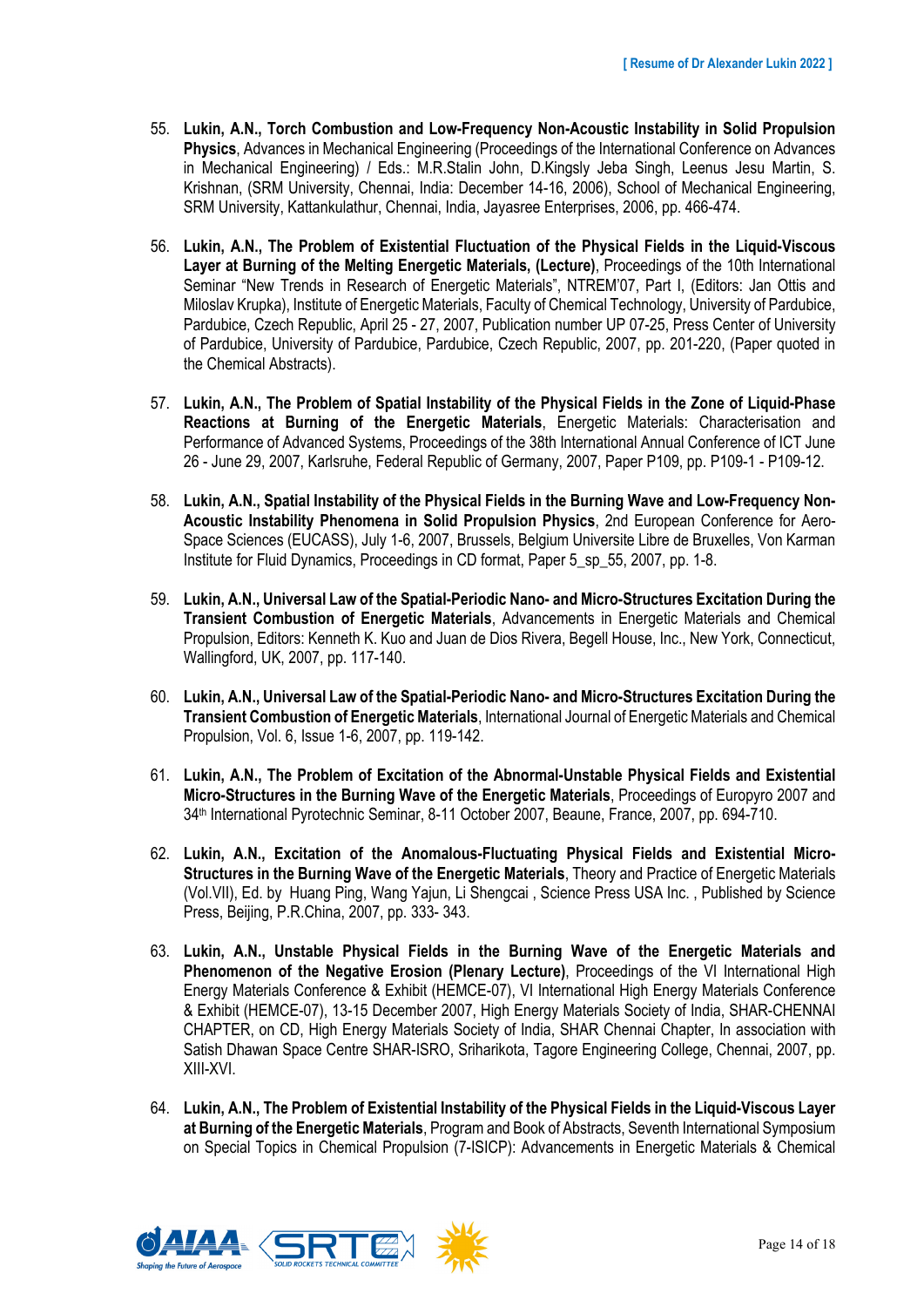55. **Lukin, A.N., Torch Combustion and Low-Frequency Non-Acoustic Instability in Solid Propulsion Physics**, Advances in Mechanical Engineering (Proceedings of the International Conference on Advances in Mechanical Engineering) / Eds.: M.R.Stalin John, D.Kingsly Jeba Singh, Leenus Jesu Martin, S. Krishnan, (SRM University, Chennai, India: December 14-16, 2006), School of Mechanical Engineering, SRM University, Kattankulathur, Chennai, India, Jayasree Enterprises, 2006, pp. 466-474.

56. **Lukin, A.N., The Problem of Existential Fluctuation of the Physical Fields in the Liquid-Viscous Layer at Burning of the Melting Energetic Materials, (Lecture)**, Proceedings of the 10th International Seminar "New Trends in Research of Energetic Materials", NTREM'07, Part I, (Editors: Jan Ottis and Miloslav Krupka), Institute of Energetic Materials, Faculty of Chemical Technology, University of Pardubice, Pardubice, Czech Republic, April 25 - 27, 2007, Publication number UP 07-25, Press Center of University of Pardubice, University of Pardubice, Pardubice, Czech Republic, 2007, pp. 201-220, (Paper quoted in the Chemical Abstracts).

57. **Lukin, A.N., The Problem of Spatial Instability of the Physical Fields in the Zone of Liquid-Phase Reactions at Burning of the Energetic Materials**, Energetic Materials: Characterisation and Performance of Advanced Systems, Proceedings of the 38th International Annual Conference of ICT June 26 - June 29, 2007, Karlsruhe, Federal Republic of Germany, 2007, Paper P109, pp. P109-1 - P109-12.

58. **Lukin, A.N., Spatial Instability of the Physical Fields in the Burning Wave and Low-Frequency Non-Acoustic Instability Phenomena in Solid Propulsion Physics**, 2nd European Conference for Aero-Space Sciences (EUCASS), July 1-6, 2007, Brussels, Belgium Universite Libre de Bruxelles, Von Karman Institute for Fluid Dynamics, Proceedings in CD format, Paper 5_sp_55, 2007, pp. 1-8.

59. **Lukin, A.N., Universal Law of the Spatial-Periodic Nano- and Micro-Structures Excitation During the Transient Combustion of Energetic Materials**, Advancements in Energetic Materials and Chemical Propulsion, Editors: Kenneth K. Kuo and Juan de Dios Rivera, Begell House, Inc., New York, Connecticut, Wallingford, UK, 2007, pp. 117-140.

60. **Lukin, A.N., Universal Law of the Spatial-Periodic Nano- and Micro-Structures Excitation During the Transient Combustion of Energetic Materials**, International Journal of Energetic Materials and Chemical Propulsion, Vol. 6, Issue 1-6, 2007, pp. 119-142.

61. **Lukin, A.N., The Problem of Excitation of the Abnormal-Unstable Physical Fields and Existential Micro-Structures in the Burning Wave of the Energetic Materials**, Proceedings of Europyro 2007 and 34th International Pyrotechnic Seminar, 8-11 October 2007, Beaune, France, 2007, pp. 694-710.

62. **Lukin, A.N., Excitation of the Anomalous-Fluctuating Physical Fields and Existential Micro-Structures in the Burning Wave of the Energetic Materials**, Theory and Practice of Energetic Materials (Vol.VII), Ed. by Huang Ping, Wang Yajun, Li Shengcai , Science Press USA Inc. , Published by Science Press, Beijing, P.R.China, 2007, pp. 333- 343.

63. **Lukin, A.N., Unstable Physical Fields in the Burning Wave of the Energetic Materials and Phenomenon of the Negative Erosion (Plenary Lecture)**, Proceedings of the VI International High Energy Materials Conference & Exhibit (HEMCE-07), VI International High Energy Materials Conference & Exhibit (HEMCE-07), 13-15 December 2007, High Energy Materials Society of India, SHAR-CHENNAI CHAPTER, on CD, High Energy Materials Society of India, SHAR Chennai Chapter, In association with Satish Dhawan Space Centre SHAR-ISRO, Sriharikota, Tagore Engineering College, Chennai, 2007, pp. XIII-XVI.

64. **Lukin, A.N., The Problem of Existential Instability of the Physical Fields in the Liquid-Viscous Layer at Burning of the Energetic Materials**, Program and Book of Abstracts, Seventh International Symposium on Special Topics in Chemical Propulsion (7-ISICP): Advancements in Energetic Materials & Chemical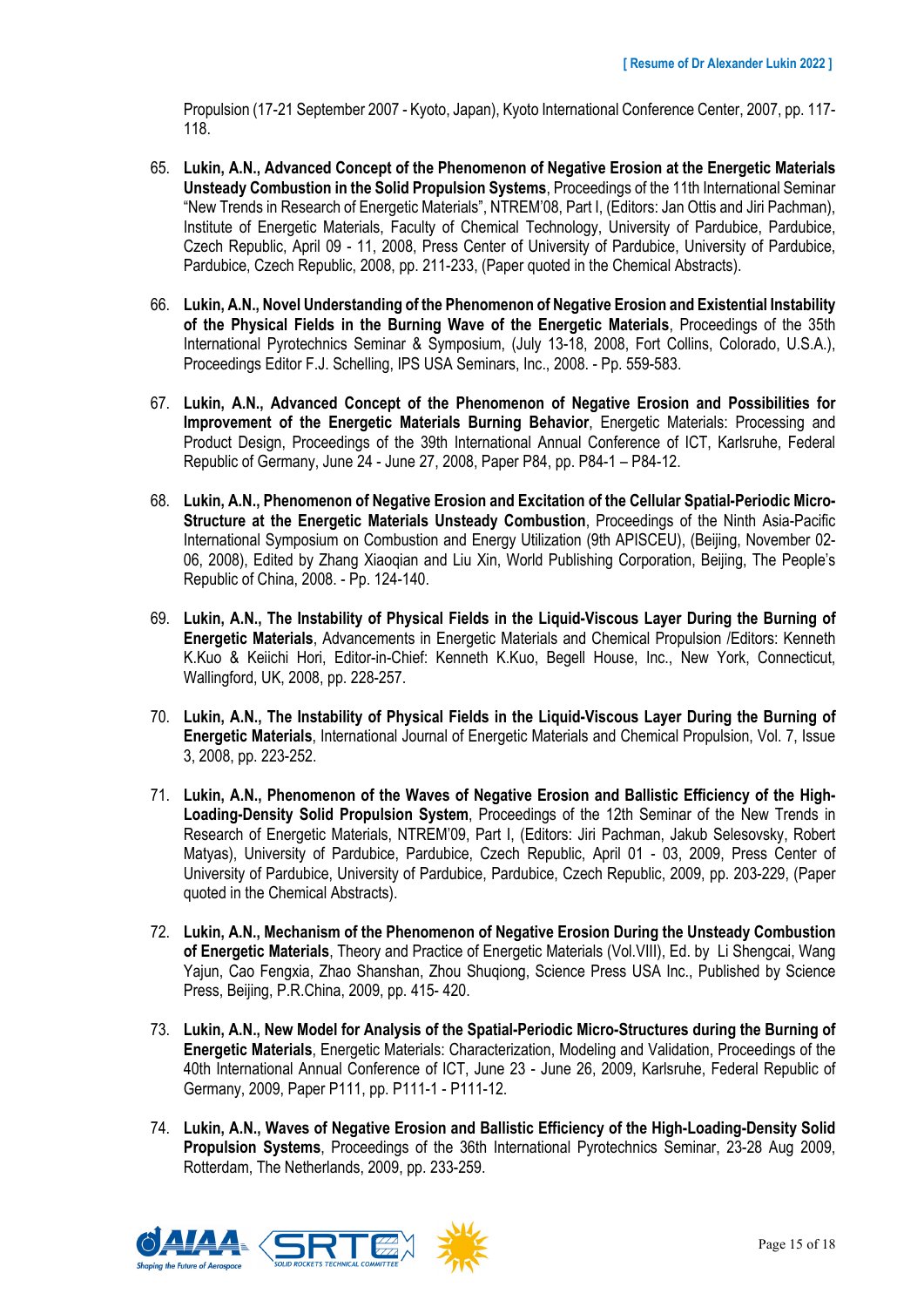Propulsion (17-21 September 2007 - Kyoto, Japan), Kyoto International Conference Center, 2007, pp. 117-118.

65. **Lukin, A.N., Advanced Concept of the Phenomenon of Negative Erosion at the Energetic Materials Unsteady Combustion in the Solid Propulsion Systems**, Proceedings of the 11th International Seminar "New Trends in Research of Energetic Materials", NTREM'08, Part I, (Editors: Jan Ottis and Jiri Pachman), Institute of Energetic Materials, Faculty of Chemical Technology, University of Pardubice, Pardubice, Czech Republic, April 09 - 11, 2008, Press Center of University of Pardubice, University of Pardubice, Pardubice, Czech Republic, 2008, pp. 211-233, (Paper quoted in the Chemical Abstracts).

66. **Lukin, A.N., Novel Understanding of the Phenomenon of Negative Erosion and Existential Instability of the Physical Fields in the Burning Wave of the Energetic Materials**, Proceedings of the 35th International Pyrotechnics Seminar & Symposium, (July 13-18, 2008, Fort Collins, Colorado, U.S.A.), Proceedings Editor F.J. Schelling, IPS USA Seminars, Inc., 2008. - Pp. 559-583.

67. **Lukin, A.N., Advanced Concept of the Phenomenon of Negative Erosion and Possibilities for Improvement of the Energetic Materials Burning Behavior**, Energetic Materials: Processing and Product Design, Proceedings of the 39th International Annual Conference of ICT, Karlsruhe, Federal Republic of Germany, June 24 - June 27, 2008, Paper P84, pp. P84-1 – P84-12.

68. **Lukin, A.N., Phenomenon of Negative Erosion and Excitation of the Cellular Spatial-Periodic Micro-Structure at the Energetic Materials Unsteady Combustion**, Proceedings of the Ninth Asia-Pacific International Symposium on Combustion and Energy Utilization (9th APISCEU), (Beijing, November 02-06, 2008), Edited by Zhang Xiaoqian and Liu Xin, World Publishing Corporation, Beijing, The People's Republic of China, 2008. - Pp. 124-140.

69. **Lukin, A.N., The Instability of Physical Fields in the Liquid-Viscous Layer During the Burning of Energetic Materials**, Advancements in Energetic Materials and Chemical Propulsion /Editors: Kenneth K.Kuo & Keiichi Hori, Editor-in-Chief: Kenneth K.Kuo, Begell House, Inc., New York, Connecticut, Wallingford, UK, 2008, pp. 228-257.

70. **Lukin, A.N., The Instability of Physical Fields in the Liquid-Viscous Layer During the Burning of Energetic Materials**, International Journal of Energetic Materials and Chemical Propulsion, Vol. 7, Issue 3, 2008, pp. 223-252.

71. **Lukin, A.N., Phenomenon of the Waves of Negative Erosion and Ballistic Efficiency of the High-Loading-Density Solid Propulsion System**, Proceedings of the 12th Seminar of the New Trends in Research of Energetic Materials, NTREM'09, Part I, (Editors: Jiri Pachman, Jakub Selesovsky, Robert Matyas), University of Pardubice, Pardubice, Czech Republic, April 01 - 03, 2009, Press Center of University of Pardubice, University of Pardubice, Pardubice, Czech Republic, 2009, pp. 203-229, (Paper quoted in the Chemical Abstracts).

72. **Lukin, A.N., Mechanism of the Phenomenon of Negative Erosion During the Unsteady Combustion of Energetic Materials**, Theory and Practice of Energetic Materials (Vol.VIII), Ed. by Li Shengcai, Wang Yajun, Cao Fengxia, Zhao Shanshan, Zhou Shuqiong, Science Press USA Inc., Published by Science Press, Beijing, P.R.China, 2009, pp. 415- 420.

73. **Lukin, A.N., New Model for Analysis of the Spatial-Periodic Micro-Structures during the Burning of Energetic Materials**, Energetic Materials: Characterization, Modeling and Validation, Proceedings of the 40th International Annual Conference of ICT, June 23 - June 26, 2009, Karlsruhe, Federal Republic of Germany, 2009, Paper P111, pp. P111-1 - P111-12.

74. **Lukin, A.N., Waves of Negative Erosion and Ballistic Efficiency of the High-Loading-Density Solid Propulsion Systems**, Proceedings of the 36th International Pyrotechnics Seminar, 23-28 Aug 2009, Rotterdam, The Netherlands, 2009, pp. 233-259.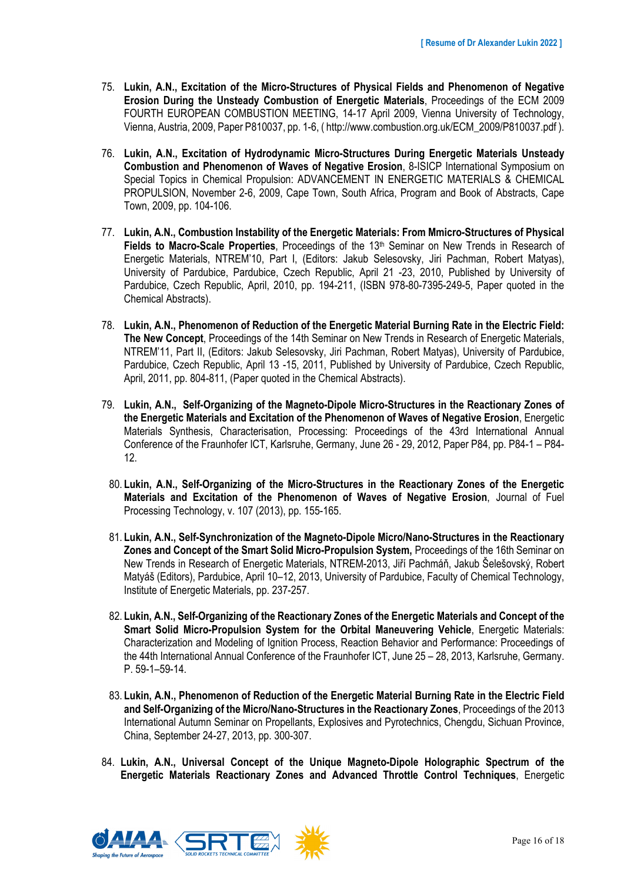75. **Lukin, A.N., Excitation of the Micro-Structures of Physical Fields and Phenomenon of Negative Erosion During the Unsteady Combustion of Energetic Materials**, Proceedings of the ECM 2009 FOURTH EUROPEAN COMBUSTION MEETING, 14-17 April 2009, Vienna University of Technology, Vienna, Austria, 2009, Paper P810037, pp. 1-6, ( http://www.combustion.org.uk/ECM_2009/P810037.pdf ).

76. **Lukin, A.N., Excitation of Hydrodynamic Micro-Structures During Energetic Materials Unsteady Combustion and Phenomenon of Waves of Negative Erosion**, 8-ISICP International Symposium on Special Topics in Chemical Propulsion: ADVANCEMENT IN ENERGETIC MATERIALS & CHEMICAL PROPULSION, November 2-6, 2009, Cape Town, South Africa, Program and Book of Abstracts, Cape Town, 2009, pp. 104-106.

77. **Lukin, A.N., Combustion Instability of the Energetic Materials: From Mmicro-Structures of Physical Fields to Macro-Scale Properties**, Proceedings of the 13th Seminar on New Trends in Research of Energetic Materials, NTREM'10, Part I, (Editors: Jakub Selesovsky, Jiri Pachman, Robert Matyas), University of Pardubice, Pardubice, Czech Republic, April 21 -23, 2010, Published by University of Pardubice, Czech Republic, April, 2010, pp. 194-211, (ISBN 978-80-7395-249-5, Paper quoted in the Chemical Abstracts).

78. **Lukin, A.N., Phenomenon of Reduction of the Energetic Material Burning Rate in the Electric Field: The New Concept**, Proceedings of the 14th Seminar on New Trends in Research of Energetic Materials, NTREM'11, Part II, (Editors: Jakub Selesovsky, Jiri Pachman, Robert Matyas), University of Pardubice, Pardubice, Czech Republic, April 13 -15, 2011, Published by University of Pardubice, Czech Republic, April, 2011, pp. 804-811, (Paper quoted in the Chemical Abstracts).

79. **Lukin, A.N., Self-Organizing of the Magneto-Dipole Micro-Structures in the Reactionary Zones of the Energetic Materials and Excitation of the Phenomenon of Waves of Negative Erosion**, Energetic Materials Synthesis, Characterisation, Processing: Proceedings of the 43rd International Annual Conference of the Fraunhofer ICT, Karlsruhe, Germany, June 26 - 29, 2012, Paper P84, pp. P84-1 – P84-12.

80. **Lukin, A.N., Self-Organizing of the Micro-Structures in the Reactionary Zones of the Energetic Materials and Excitation of the Phenomenon of Waves of Negative Erosion**, Journal of Fuel Processing Technology, v. 107 (2013), pp. 155-165.

81. **Lukin, A.N., Self-Synchronization of the Magneto-Dipole Micro/Nano-Structures in the Reactionary Zones and Concept of the Smart Solid Micro-Propulsion System,** Proceedings of the 16th Seminar on New Trends in Research of Energetic Materials, NTREM-2013, Jiří Pachmáň, Jakub Šelešovský, Robert Matyáš (Editors), Pardubice, April 10–12, 2013, University of Pardubice, Faculty of Chemical Technology, Institute of Energetic Materials, pp. 237-257.

82. **Lukin, A.N., Self-Organizing of the Reactionary Zones of the Energetic Materials and Concept of the Smart Solid Micro-Propulsion System for the Orbital Maneuvering Vehicle**, Energetic Materials: Characterization and Modeling of Ignition Process, Reaction Behavior and Performance: Proceedings of the 44th International Annual Conference of the Fraunhofer ICT, June 25 – 28, 2013, Karlsruhe, Germany. P. 59-1–59-14.

83. **Lukin, A.N., Phenomenon of Reduction of the Energetic Material Burning Rate in the Electric Field and Self-Organizing of the Micro/Nano-Structures in the Reactionary Zones**, Proceedings of the 2013 International Autumn Seminar on Propellants, Explosives and Pyrotechnics, Chengdu, Sichuan Province, China, September 24-27, 2013, pp. 300-307.

84. **Lukin, A.N., Universal Concept of the Unique Magneto-Dipole Holographic Spectrum of the Energetic Materials Reactionary Zones and Advanced Throttle Control Techniques**, Energetic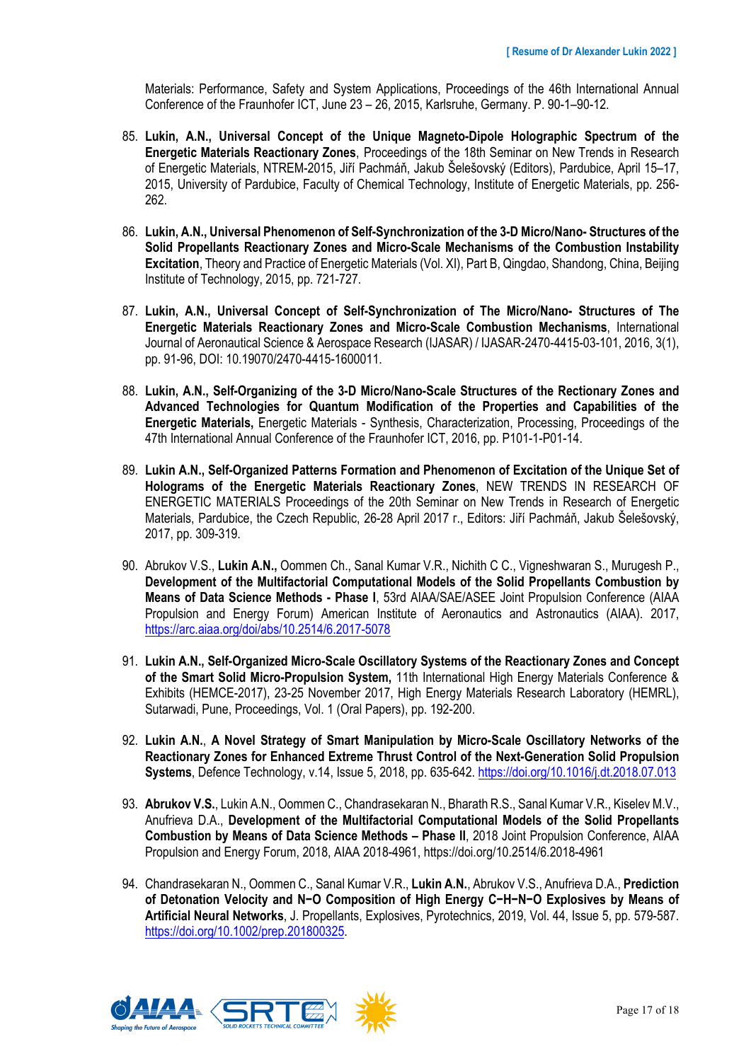Materials: Performance, Safety and System Applications, Proceedings of the 46th International Annual Conference of the Fraunhofer ICT, June 23 – 26, 2015, Karlsruhe, Germany. P. 90-1–90-12.

85. **Lukin, A.N., Universal Concept of the Unique Magneto-Dipole Holographic Spectrum of the Energetic Materials Reactionary Zones**, Proceedings of the 18th Seminar on New Trends in Research of Energetic Materials, NTREM-2015, Jiří Pachmáň, Jakub Šelešovský (Editors), Pardubice, April 15–17, 2015, University of Pardubice, Faculty of Chemical Technology, Institute of Energetic Materials, pp. 256-262.

86. **Lukin, A.N., Universal Phenomenon of Self-Synchronization of the 3-D Micro/Nano- Structures of the Solid Propellants Reactionary Zones and Micro-Scale Mechanisms of the Combustion Instability Excitation**, Theory and Practice of Energetic Materials (Vol. XI), Part B, Qingdao, Shandong, China, Beijing Institute of Technology, 2015, pp. 721-727.

87. **Lukin, A.N., Universal Concept of Self-Synchronization of The Micro/Nano- Structures of The Energetic Materials Reactionary Zones and Micro-Scale Combustion Mechanisms**, International Journal of Aeronautical Science & Aerospace Research (IJASAR) / IJASAR-2470-4415-03-101, 2016, 3(1), pp. 91-96, DOI: 10.19070/2470-4415-1600011.

88. **Lukin, A.N., Self-Organizing of the 3-D Micro/Nano-Scale Structures of the Rectionary Zones and Advanced Technologies for Quantum Modification of the Properties and Capabilities of the Energetic Materials,** Energetic Materials - Synthesis, Characterization, Processing, Proceedings of the 47th International Annual Conference of the Fraunhofer ICT, 2016, pp. P101-1-P01-14.

89. **Lukin A.N., Self-Organized Patterns Formation and Phenomenon of Excitation of the Unique Set of Holograms of the Energetic Materials Reactionary Zones**, NEW TRENDS IN RESEARCH OF ENERGETIC MATERIALS Proceedings of the 20th Seminar on New Trends in Research of Energetic Materials, Pardubice, the Czech Republic, 26-28 April 2017 г., Editors: Jiří Pachmáň, Jakub Šelešovský, 2017, pp. 309-319.

90. Abrukov V.S., **Lukin A.N.,** Oommen Ch., Sanal Kumar V.R., Nichith C C., Vigneshwaran S., Murugesh P., **Development of the Multifactorial Computational Models of the Solid Propellants Combustion by Means of Data Science Methods - Phase I**, 53rd AIAA/SAE/ASEE Joint Propulsion Conference (AIAA Propulsion and Energy Forum) American Institute of Aeronautics and Astronautics (AIAA). 2017, https://arc.aiaa.org/doi/abs/10.2514/6.2017-5078

91. **Lukin A.N., Self-Organized Micro-Scale Oscillatory Systems of the Reactionary Zones and Concept of the Smart Solid Micro-Propulsion System,** 11th International High Energy Materials Conference & Exhibits (HEMCE-2017), 23-25 November 2017, High Energy Materials Research Laboratory (HEMRL), Sutarwadi, Pune, Proceedings, Vol. 1 (Oral Papers), pp. 192-200.

92. **Lukin A.N.**, **A Novel Strategy of Smart Manipulation by Micro-Scale Oscillatory Networks of the Reactionary Zones for Enhanced Extreme Thrust Control of the Next-Generation Solid Propulsion Systems**, Defence Technology, v.14, Issue 5, 2018, pp. 635-642. https://doi.org/10.1016/j.dt.2018.07.013

93. **Abrukov V.S.**, Lukin A.N., Oommen C., Chandrasekaran N., Bharath R.S., Sanal Kumar V.R., Kiselev M.V., Anufrieva D.A., **Development of the Multifactorial Computational Models of the Solid Propellants Combustion by Means of Data Science Methods – Phase II**, 2018 Joint Propulsion Conference, AIAA Propulsion and Energy Forum, 2018, AIAA 2018-4961, https://doi.org/10.2514/6.2018-4961

94. Chandrasekaran N., Oommen C., Sanal Kumar V.R., **Lukin A.N.**, Abrukov V.S., Anufrieva D.A., **Prediction of Detonation Velocity and N−O Composition of High Energy C−H−N−O Explosives by Means of Artificial Neural Networks**, J. Propellants, Explosives, Pyrotechnics, 2019, Vol. 44, Issue 5, pp. 579-587. https://doi.org/10.1002/prep.201800325.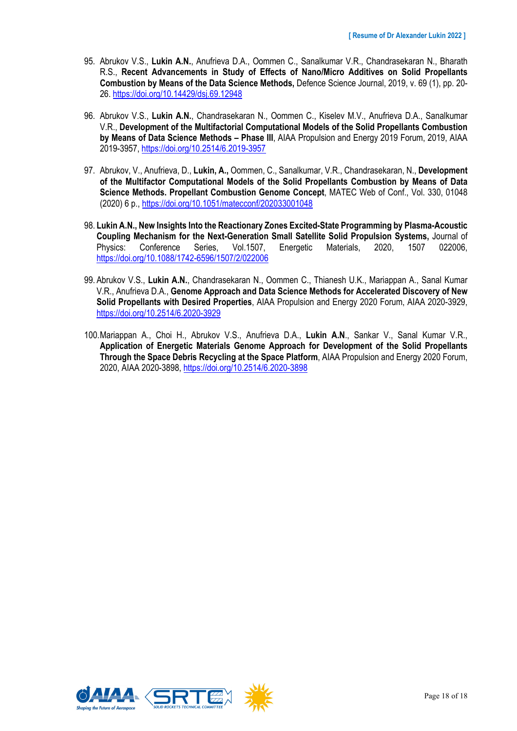95. Abrukov V.S., **Lukin A.N.**, Anufrieva D.A., Oommen C., Sanalkumar V.R., Chandrasekaran N., Bharath R.S., **Recent Advancements in Study of Effects of Nano/Micro Additives on Solid Propellants Combustion by Means of the Data Science Methods,** Defence Science Journal, 2019, v. 69 (1), pp. 20-26. https://doi.org/10.14429/dsj.69.12948

96. Abrukov V.S., **Lukin A.N.**, Chandrasekaran N., Oommen C., Kiselev M.V., Anufrieva D.A., Sanalkumar V.R., **Development of the Multifactorial Computational Models of the Solid Propellants Combustion by Means of Data Science Methods – Phase III**, AIAA Propulsion and Energy 2019 Forum, 2019, AIAA 2019-3957, https://doi.org/10.2514/6.2019-3957

97. Abrukov, V., Anufrieva, D., **Lukin, A.,** Oommen, C., Sanalkumar, V.R., Chandrasekaran, N., **Development of the Multifactor Computational Models of the Solid Propellants Combustion by Means of Data Science Methods. Propellant Combustion Genome Concept**, MATEC Web of Conf., Vol. 330, 01048 (2020) 6 p., https://doi.org/10.1051/matecconf/202033001048

98. **Lukin A.N., New Insights Into the Reactionary Zones Excited-State Programming by Plasma-Acoustic Coupling Mechanism for the Next-Generation Small Satellite Solid Propulsion Systems,** Journal of Physics: Conference Series, Vol.1507, Energetic Materials, 2020, 1507 022006, https://doi.org/10.1088/1742-6596/1507/2/022006

99. Abrukov V.S., **Lukin A.N.**, Chandrasekaran N., Oommen C., Thianesh U.K., Mariappan A., Sanal Kumar V.R., Anufrieva D.A., **Genome Approach and Data Science Methods for Accelerated Discovery of New Solid Propellants with Desired Properties**, AIAA Propulsion and Energy 2020 Forum, AIAA 2020-3929, https://doi.org/10.2514/6.2020-3929

100. Mariappan A., Choi H., Abrukov V.S., Anufrieva D.A., **Lukin A.N**., Sankar V., Sanal Kumar V.R., **Application of Energetic Materials Genome Approach for Development of the Solid Propellants Through the Space Debris Recycling at the Space Platform**, AIAA Propulsion and Energy 2020 Forum, 2020, AIAA 2020-3898, https://doi.org/10.2514/6.2020-3898